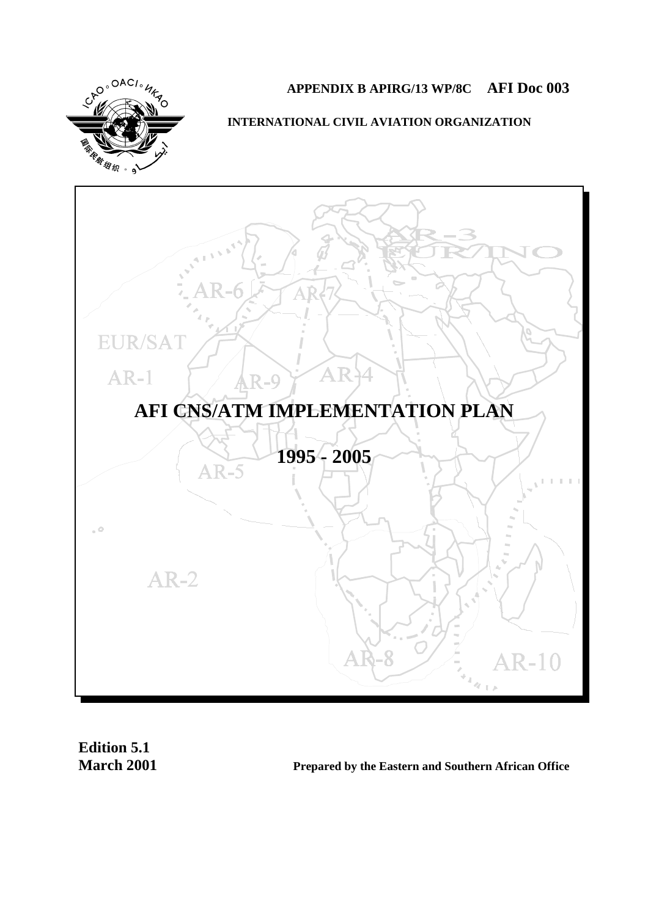**APPENDIX B APIRG/13 WP/8C** **AFI Doc 003**

**INTERNATIONAL CIVIL AVIATION ORGANIZATION**

# AFI CNS/ATM IMPLEMENTATION PLAN

## 1995 - 2005

**Edition 5.1**
**March 2001**

**Prepared by the Eastern and Southern African Office**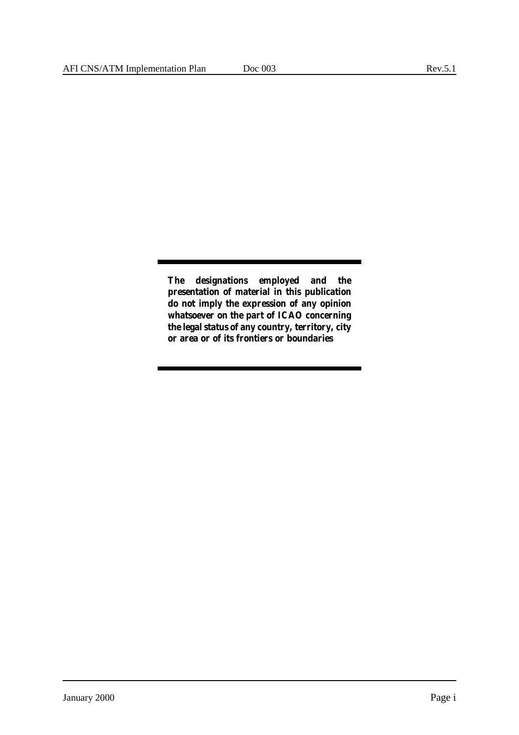**The designations employed and the presentation of material in this publication do not imply the expression of any opinion whatsoever on the part of ICAO concerning the legal status of any country, territory, city or area or of its frontiers or boundaries**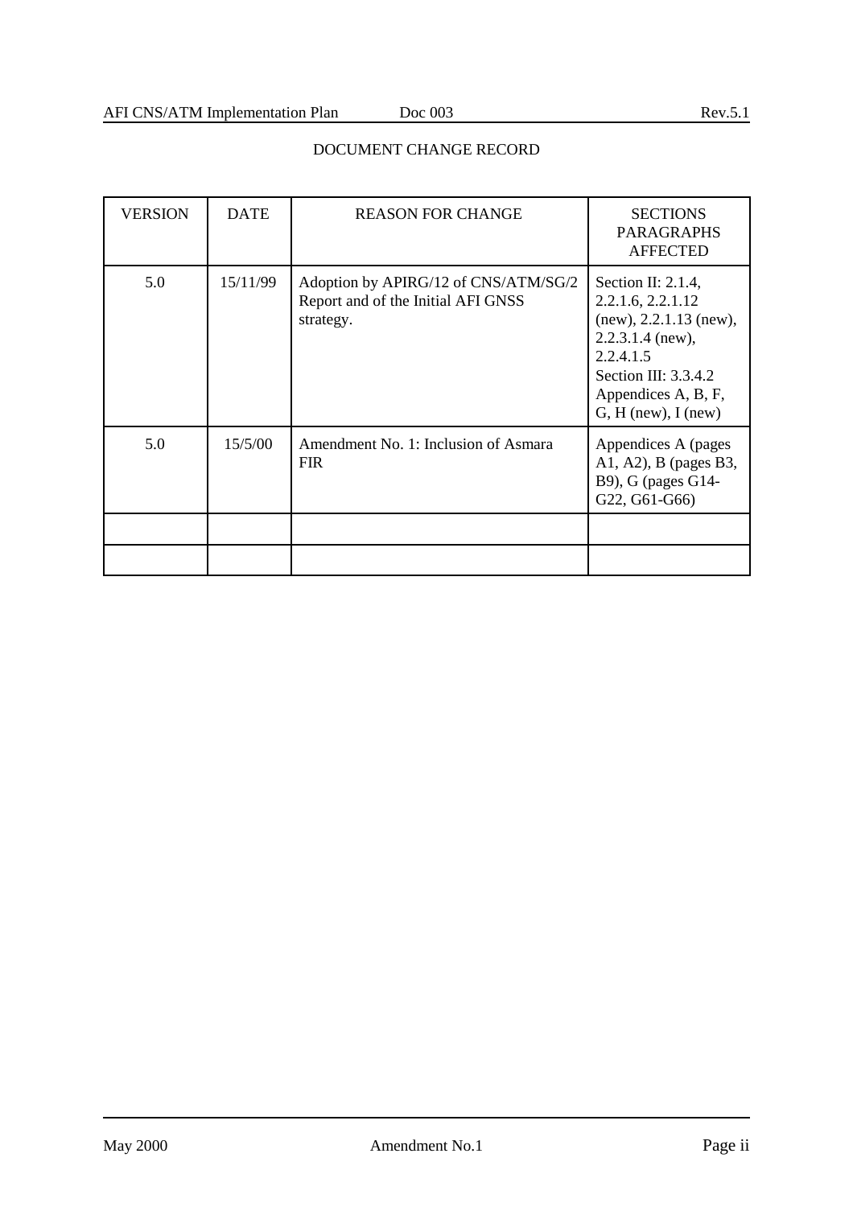## DOCUMENT CHANGE RECORD

| VERSION | DATE | REASON FOR CHANGE | SECTIONS PARAGRAPHS AFFECTED |
|---|---|---|---|
| 5.0 | 15/11/99 | Adoption by APIRG/12 of CNS/ATM/SG/2 Report and of the Initial AFI GNSS strategy. | Section II: 2.1.4, 2.2.1.6, 2.2.1.12 (new), 2.2.1.13 (new), 2.2.3.1.4 (new), 2.2.4.1.5<br>Section III: 3.3.4.2<br>Appendices A, B, F, G, H (new), I (new) |
| 5.0 | 15/5/00 | Amendment No. 1: Inclusion of Asmara FIR | Appendices A (pages A1, A2), B (pages B3, B9), G (pages G14-G22, G61-G66) |
| | | | |
| | | | |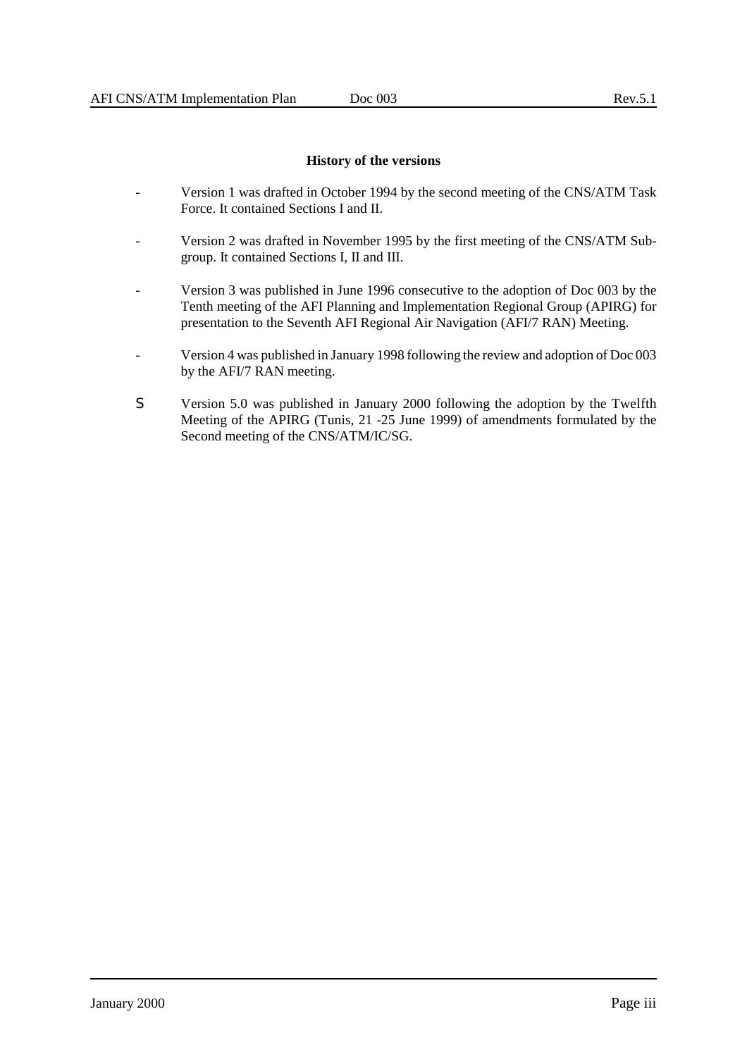**History of the versions**

- Version 1 was drafted in October 1994 by the second meeting of the CNS/ATM Task Force. It contained Sections I and II.
- Version 2 was drafted in November 1995 by the first meeting of the CNS/ATM Sub-group. It contained Sections I, II and III.
- Version 3 was published in June 1996 consecutive to the adoption of Doc 003 by the Tenth meeting of the AFI Planning and Implementation Regional Group (APIRG) for presentation to the Seventh AFI Regional Air Navigation (AFI/7 RAN) Meeting.
- Version 4 was published in January 1998 following the review and adoption of Doc 003 by the AFI/7 RAN meeting.
- Version 5.0 was published in January 2000 following the adoption by the Twelfth Meeting of the APIRG (Tunis, 21 -25 June 1999) of amendments formulated by the Second meeting of the CNS/ATM/IC/SG.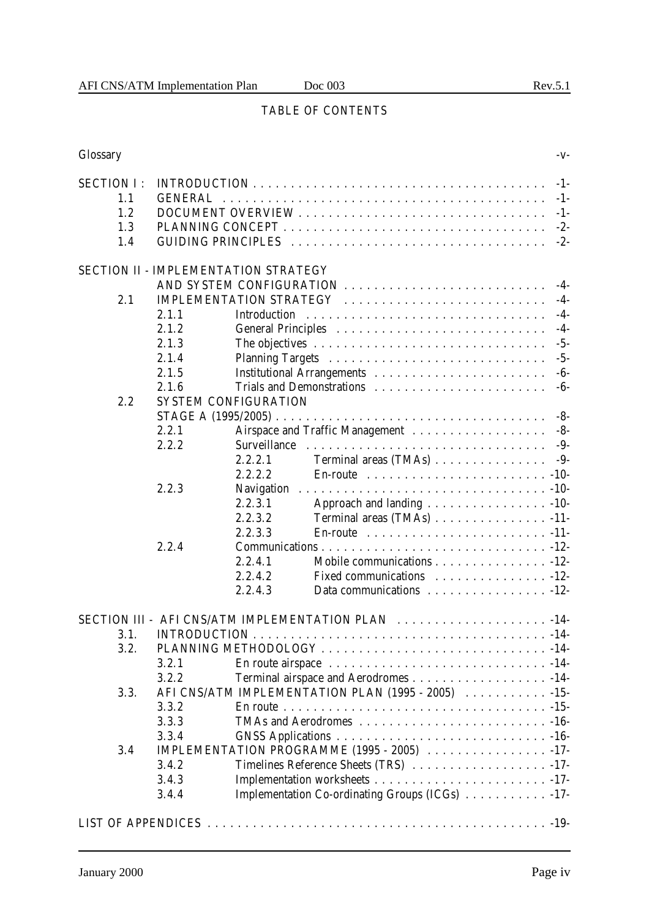# TABLE OF CONTENTS

Glossary . . . -v-

SECTION I : INTRODUCTION . . . -1-
- 1.1 GENERAL . . . -1-
- 1.2 DOCUMENT OVERVIEW . . . -1-
- 1.3 PLANNING CONCEPT . . . -2-
- 1.4 GUIDING PRINCIPLES . . . -2-

SECTION II - IMPLEMENTATION STRATEGY AND SYSTEM CONFIGURATION . . . -4-
- 2.1 IMPLEMENTATION STRATEGY . . . -4-
  - 2.1.1 Introduction . . . -4-
  - 2.1.2 General Principles . . . -4-
  - 2.1.3 The objectives . . . -5-
  - 2.1.4 Planning Targets . . . -5-
  - 2.1.5 Institutional Arrangements . . . -6-
  - 2.1.6 Trials and Demonstrations . . . -6-
- 2.2 SYSTEM CONFIGURATION STAGE A (1995/2005) . . . -8-
  - 2.2.1 Airspace and Traffic Management . . . -8-
  - 2.2.2 Surveillance . . . -9-
    - 2.2.2.1 Terminal areas (TMAs) . . . -9-
    - 2.2.2.2 En-route . . . -10-
  - 2.2.3 Navigation . . . -10-
    - 2.2.3.1 Approach and landing . . . -10-
    - 2.2.3.2 Terminal areas (TMAs) . . . -11-
    - 2.2.3.3 En-route . . . -11-
  - 2.2.4 Communications . . . -12-
    - 2.2.4.1 Mobile communications . . . -12-
    - 2.2.4.2 Fixed communications . . . -12-
    - 2.2.4.3 Data communications . . . -12-

SECTION III - AFI CNS/ATM IMPLEMENTATION PLAN . . . -14-
- 3.1. INTRODUCTION . . . -14-
- 3.2. PLANNING METHODOLOGY . . . -14-
  - 3.2.1 En route airspace . . . -14-
  - 3.2.2 Terminal airspace and Aerodromes . . . -14-
- 3.3. AFI CNS/ATM IMPLEMENTATION PLAN (1995 - 2005) . . . -15-
  - 3.3.2 En route . . . -15-
  - 3.3.3 TMAs and Aerodromes . . . -16-
  - 3.3.4 GNSS Applications . . . -16-
- 3.4 IMPLEMENTATION PROGRAMME (1995 - 2005) . . . -17-
  - 3.4.2 Timelines Reference Sheets (TRS) . . . -17-
  - 3.4.3 Implementation worksheets . . . -17-
  - 3.4.4 Implementation Co-ordinating Groups (ICGs) . . . -17-

LIST OF APPENDICES . . . -19-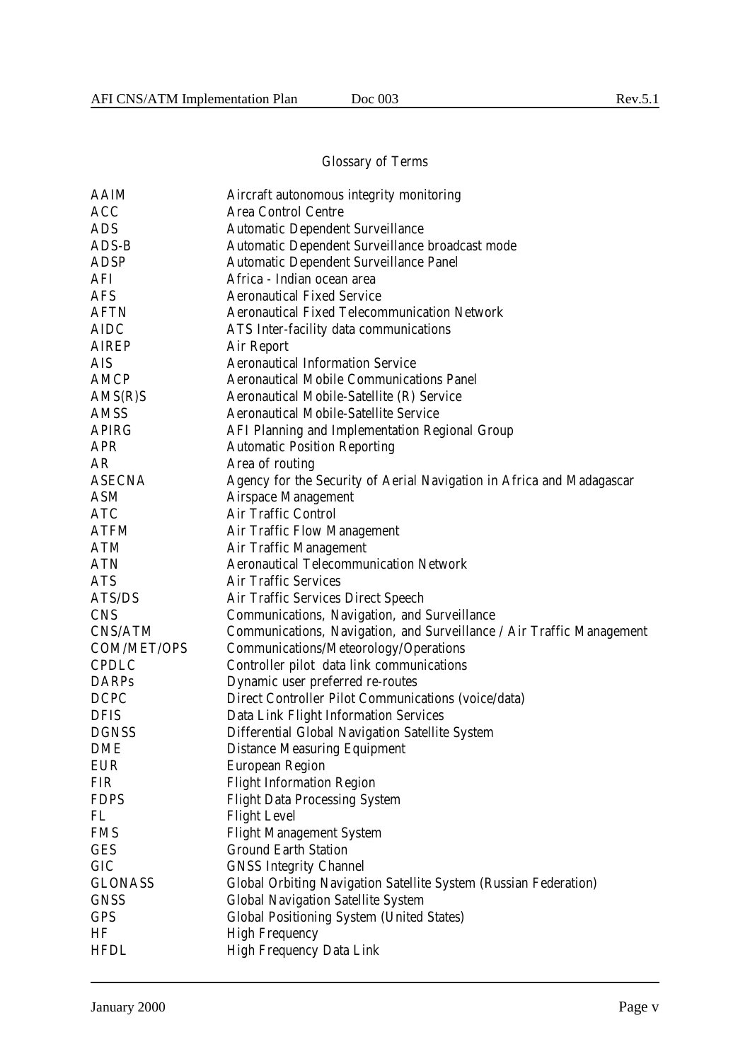## Glossary of Terms

| | |
|---|---|
| AAIM | Aircraft autonomous integrity monitoring |
| ACC | Area Control Centre |
| ADS | Automatic Dependent Surveillance |
| ADS-B | Automatic Dependent Surveillance broadcast mode |
| ADSP | Automatic Dependent Surveillance Panel |
| AFI | Africa - Indian ocean area |
| AFS | Aeronautical Fixed Service |
| AFTN | Aeronautical Fixed Telecommunication Network |
| AIDC | ATS Inter-facility data communications |
| AIREP | Air Report |
| AIS | Aeronautical Information Service |
| AMCP | Aeronautical Mobile Communications Panel |
| AMS(R)S | Aeronautical Mobile-Satellite (R) Service |
| AMSS | Aeronautical Mobile-Satellite Service |
| APIRG | AFI Planning and Implementation Regional Group |
| APR | Automatic Position Reporting |
| AR | Area of routing |
| ASECNA | Agency for the Security of Aerial Navigation in Africa and Madagascar |
| ASM | Airspace Management |
| ATC | Air Traffic Control |
| ATFM | Air Traffic Flow Management |
| ATM | Air Traffic Management |
| ATN | Aeronautical Telecommunication Network |
| ATS | Air Traffic Services |
| ATS/DS | Air Traffic Services Direct Speech |
| CNS | Communications, Navigation, and Surveillance |
| CNS/ATM | Communications, Navigation, and Surveillance / Air Traffic Management |
| COM/MET/OPS | Communications/Meteorology/Operations |
| CPDLC | Controller pilot data link communications |
| DARPs | Dynamic user preferred re-routes |
| DCPC | Direct Controller Pilot Communications (voice/data) |
| DFIS | Data Link Flight Information Services |
| DGNSS | Differential Global Navigation Satellite System |
| DME | Distance Measuring Equipment |
| EUR | European Region |
| FIR | Flight Information Region |
| FDPS | Flight Data Processing System |
| FL | Flight Level |
| FMS | Flight Management System |
| GES | Ground Earth Station |
| GIC | GNSS Integrity Channel |
| GLONASS | Global Orbiting Navigation Satellite System (Russian Federation) |
| GNSS | Global Navigation Satellite System |
| GPS | Global Positioning System (United States) |
| HF | High Frequency |
| HFDL | High Frequency Data Link |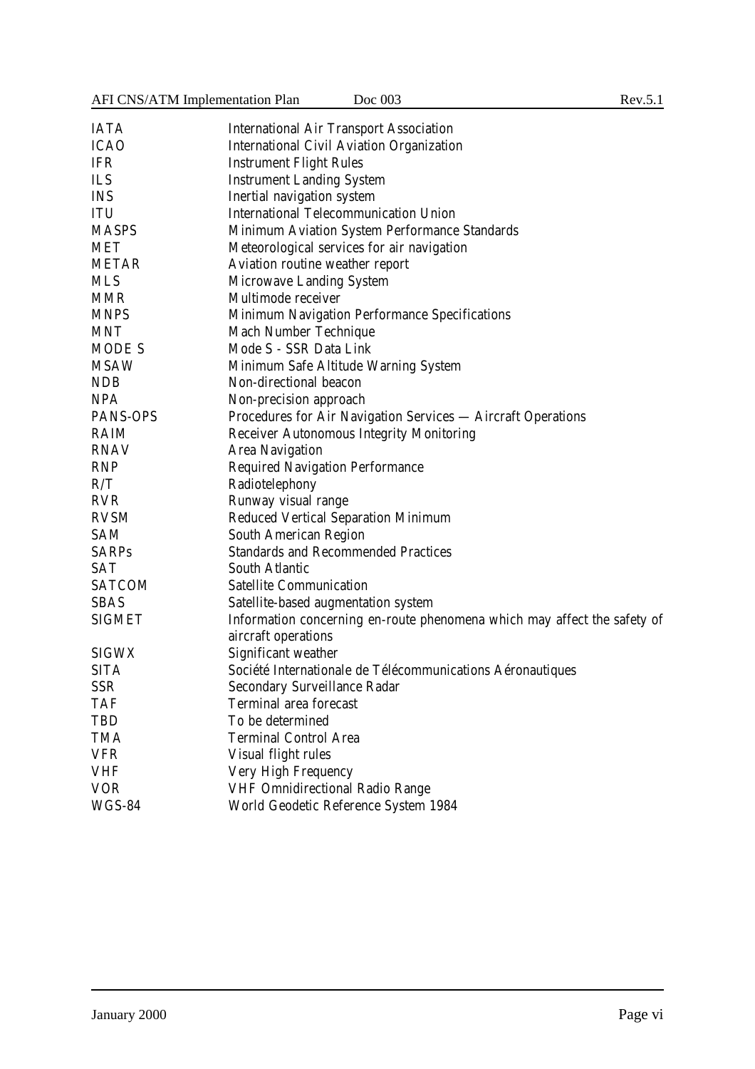| | |
|---|---|
| IATA | International Air Transport Association |
| ICAO | International Civil Aviation Organization |
| IFR | Instrument Flight Rules |
| ILS | Instrument Landing System |
| INS | Inertial navigation system |
| ITU | International Telecommunication Union |
| MASPS | Minimum Aviation System Performance Standards |
| MET | Meteorological services for air navigation |
| METAR | Aviation routine weather report |
| MLS | Microwave Landing System |
| MMR | Multimode receiver |
| MNPS | Minimum Navigation Performance Specifications |
| MNT | Mach Number Technique |
| MODE S | Mode S - SSR Data Link |
| MSAW | Minimum Safe Altitude Warning System |
| NDB | Non-directional beacon |
| NPA | Non-precision approach |
| PANS-OPS | Procedures for Air Navigation Services — Aircraft Operations |
| RAIM | Receiver Autonomous Integrity Monitoring |
| RNAV | Area Navigation |
| RNP | Required Navigation Performance |
| R/T | Radiotelephony |
| RVR | Runway visual range |
| RVSM | Reduced Vertical Separation Minimum |
| SAM | South American Region |
| SARPs | Standards and Recommended Practices |
| SAT | South Atlantic |
| SATCOM | Satellite Communication |
| SBAS | Satellite-based augmentation system |
| SIGMET | Information concerning en-route phenomena which may affect the safety of aircraft operations |
| SIGWX | Significant weather |
| SITA | Société Internationale de Télécommunications Aéronautiques |
| SSR | Secondary Surveillance Radar |
| TAF | Terminal area forecast |
| TBD | To be determined |
| TMA | Terminal Control Area |
| VFR | Visual flight rules |
| VHF | Very High Frequency |
| VOR | VHF Omnidirectional Radio Range |
| WGS-84 | World Geodetic Reference System 1984 |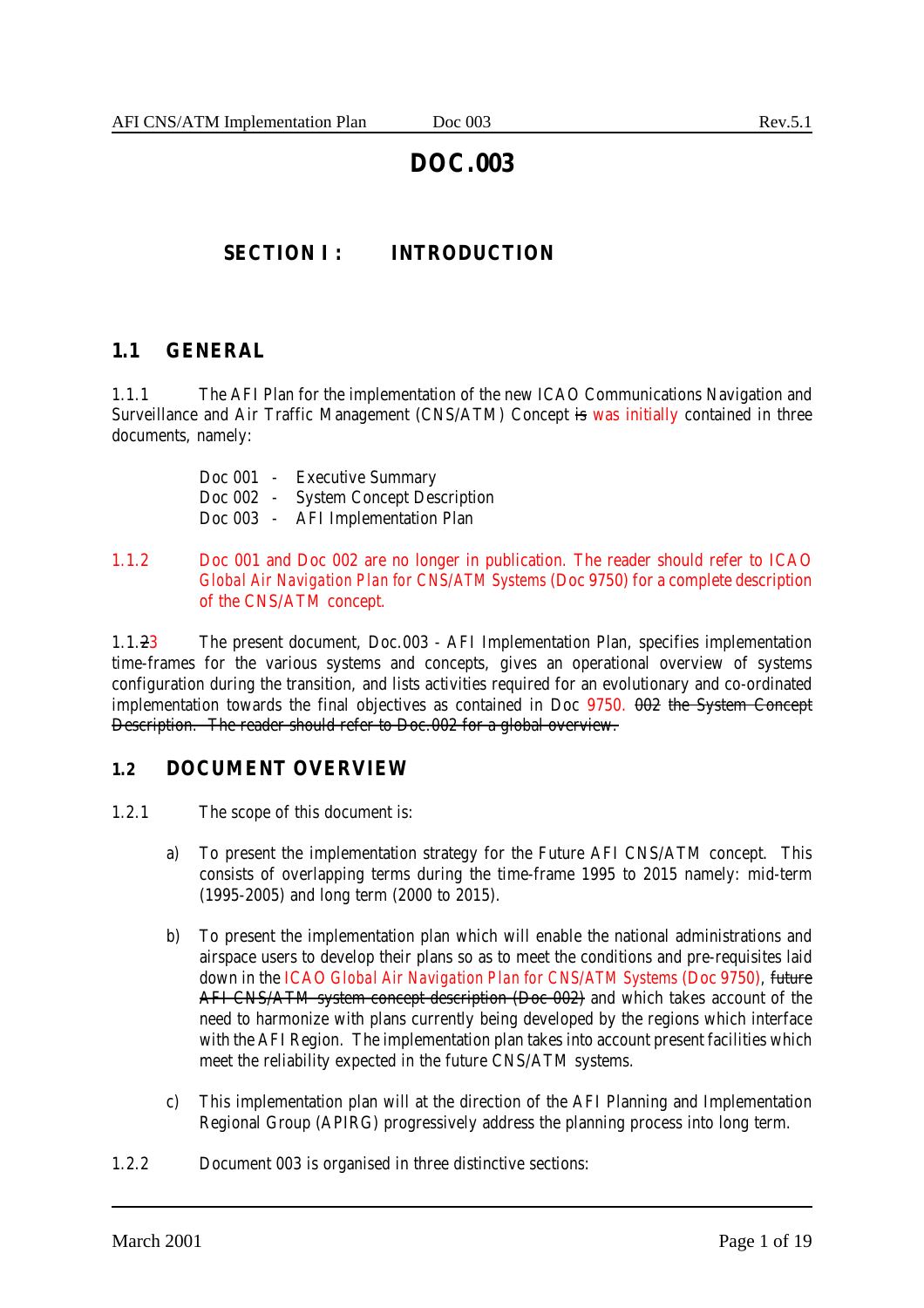# DOC.003

## SECTION I : INTRODUCTION

### 1.1 GENERAL

1.1.1 The AFI Plan for the implementation of the new ICAO Communications Navigation and Surveillance and Air Traffic Management (CNS/ATM) Concept ~~is~~ was initially contained in three documents, namely:

Doc 001 - Executive Summary
Doc 002 - System Concept Description
Doc 003 - AFI Implementation Plan

1.1.2 Doc 001 and Doc 002 are no longer in publication. The reader should refer to ICAO *Global Air Navigation Plan for CNS/ATM Systems* (Doc 9750) for a complete description of the CNS/ATM concept.

1.1.~~2~~3 The present document, Doc.003 - AFI Implementation Plan, specifies implementation time-frames for the various systems and concepts, gives an operational overview of systems configuration during the transition, and lists activities required for an evolutionary and co-ordinated implementation towards the final objectives as contained in Doc 9750. ~~002 the System Concept Description. The reader should refer to Doc.002 for a global overview.~~

### 1.2 DOCUMENT OVERVIEW

1.2.1 The scope of this document is:

a) To present the implementation strategy for the Future AFI CNS/ATM concept. This consists of overlapping terms during the time-frame 1995 to 2015 namely: mid-term (1995-2005) and long term (2000 to 2015).

b) To present the implementation plan which will enable the national administrations and airspace users to develop their plans so as to meet the conditions and pre-requisites laid down in the *ICAO Global Air Navigation Plan for CNS/ATM Systems* (Doc 9750), ~~future AFI CNS/ATM system concept description (Doc 002)~~ and which takes account of the need to harmonize with plans currently being developed by the regions which interface with the AFI Region. The implementation plan takes into account present facilities which meet the reliability expected in the future CNS/ATM systems.

c) This implementation plan will at the direction of the AFI Planning and Implementation Regional Group (APIRG) progressively address the planning process into long term.

1.2.2 Document 003 is organised in three distinctive sections: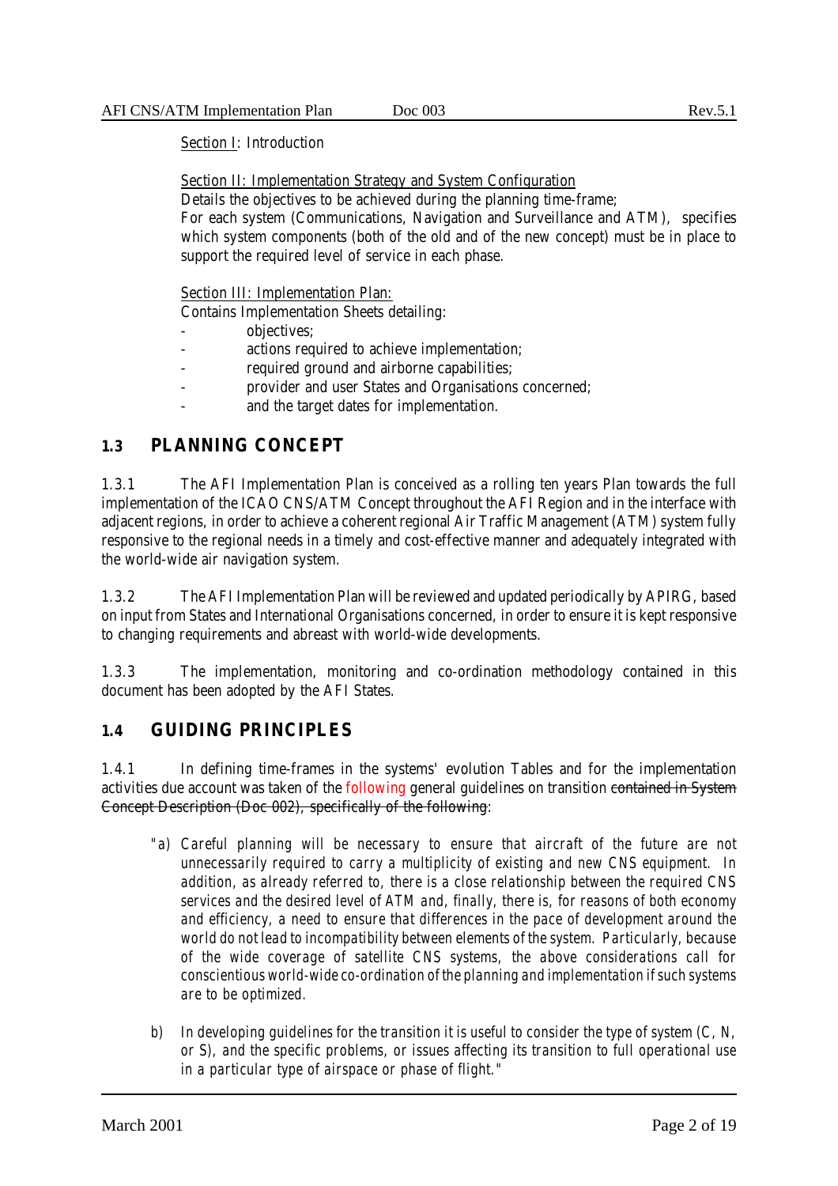Section I: Introduction

Section II: Implementation Strategy and System Configuration
Details the objectives to be achieved during the planning time-frame;
For each system (Communications, Navigation and Surveillance and ATM), specifies which system components (both of the old and of the new concept) must be in place to support the required level of service in each phase.

Section III: Implementation Plan:
Contains Implementation Sheets detailing:

- objectives;
- actions required to achieve implementation;
- required ground and airborne capabilities;
- provider and user States and Organisations concerned;
- and the target dates for implementation.

## 1.3 PLANNING CONCEPT

1.3.1 The AFI Implementation Plan is conceived as a rolling ten years Plan towards the full implementation of the ICAO CNS/ATM Concept throughout the AFI Region and in the interface with adjacent regions, in order to achieve a coherent regional Air Traffic Management (ATM) system fully responsive to the regional needs in a timely and cost-effective manner and adequately integrated with the world-wide air navigation system.

1.3.2 The AFI Implementation Plan will be reviewed and updated periodically by APIRG, based on input from States and International Organisations concerned, in order to ensure it is kept responsive to changing requirements and abreast with world-wide developments.

1.3.3 The implementation, monitoring and co-ordination methodology contained in this document has been adopted by the AFI States.

## 1.4 GUIDING PRINCIPLES

1.4.1 In defining time-frames in the systems' evolution Tables and for the implementation activities due account was taken of the following general guidelines on transition ~~contained in System Concept Description (Doc 002), specifically of the following~~:

*"a) Careful planning will be necessary to ensure that aircraft of the future are not unnecessarily required to carry a multiplicity of existing and new CNS equipment. In addition, as already referred to, there is a close relationship between the required CNS services and the desired level of ATM and, finally, there is, for reasons of both economy and efficiency, a need to ensure that differences in the pace of development around the world do not lead to incompatibility between elements of the system. Particularly, because of the wide coverage of satellite CNS systems, the above considerations call for conscientious world-wide co-ordination of the planning and implementation if such systems are to be optimized.*

*b) In developing guidelines for the transition it is useful to consider the type of system (C, N, or S), and the specific problems, or issues affecting its transition to full operational use in a particular type of airspace or phase of flight."*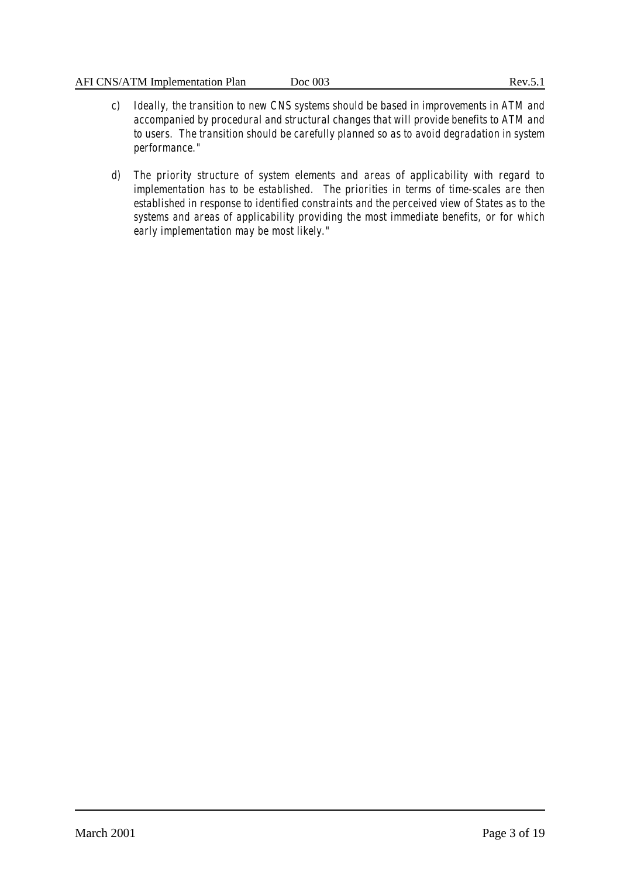c) *Ideally, the transition to new CNS systems should be based in improvements in ATM and accompanied by procedural and structural changes that will provide benefits to ATM and to users. The transition should be carefully planned so as to avoid degradation in system performance."*

d) *The priority structure of system elements and areas of applicability with regard to implementation has to be established. The priorities in terms of time-scales are then established in response to identified constraints and the perceived view of States as to the systems and areas of applicability providing the most immediate benefits, or for which early implementation may be most likely."*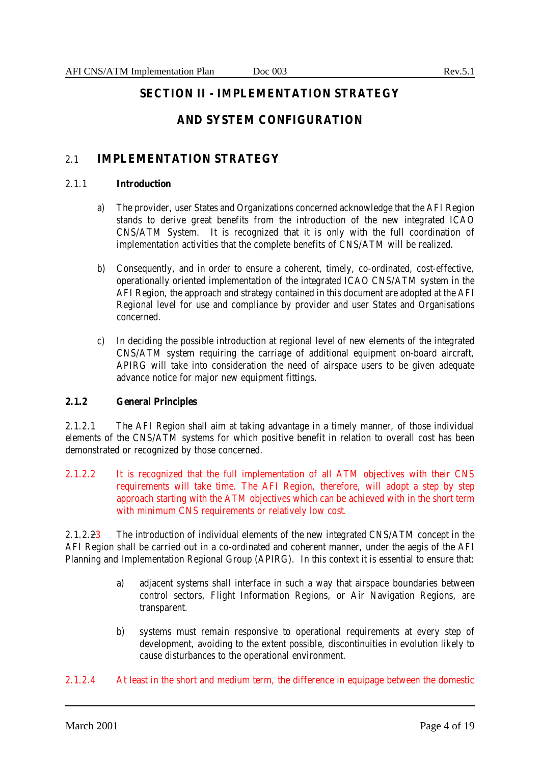# SECTION II - IMPLEMENTATION STRATEGY

# AND SYSTEM CONFIGURATION

## 2.1 IMPLEMENTATION STRATEGY

### 2.1.1 Introduction

a) The provider, user States and Organizations concerned acknowledge that the AFI Region stands to derive great benefits from the introduction of the new integrated ICAO CNS/ATM System. It is recognized that it is only with the full coordination of implementation activities that the complete benefits of CNS/ATM will be realized.

b) Consequently, and in order to ensure a coherent, timely, co-ordinated, cost-effective, operationally oriented implementation of the integrated ICAO CNS/ATM system in the AFI Region, the approach and strategy contained in this document are adopted at the AFI Regional level for use and compliance by provider and user States and Organisations concerned.

c) In deciding the possible introduction at regional level of new elements of the integrated CNS/ATM system requiring the carriage of additional equipment on-board aircraft, APIRG will take into consideration the need of airspace users to be given adequate advance notice for major new equipment fittings.

### 2.1.2 General Principles

2.1.2.1 The AFI Region shall aim at taking advantage in a timely manner, of those individual elements of the CNS/ATM systems for which positive benefit in relation to overall cost has been demonstrated or recognized by those concerned.

2.1.2.2 It is recognized that the full implementation of all ATM objectives with their CNS requirements will take time. The AFI Region, therefore, will adopt a step by step approach starting with the ATM objectives which can be achieved with in the short term with minimum CNS requirements or relatively low cost.

2.1.2.~~2~~3 The introduction of individual elements of the new integrated CNS/ATM concept in the AFI Region shall be carried out in a co-ordinated and coherent manner, under the aegis of the AFI Planning and Implementation Regional Group (APIRG). In this context it is essential to ensure that:

a) adjacent systems shall interface in such a way that airspace boundaries between control sectors, Flight Information Regions, or Air Navigation Regions, are transparent.

b) systems must remain responsive to operational requirements at every step of development, avoiding to the extent possible, discontinuities in evolution likely to cause disturbances to the operational environment.

2.1.2.4 At least in the short and medium term, the difference in equipage between the domestic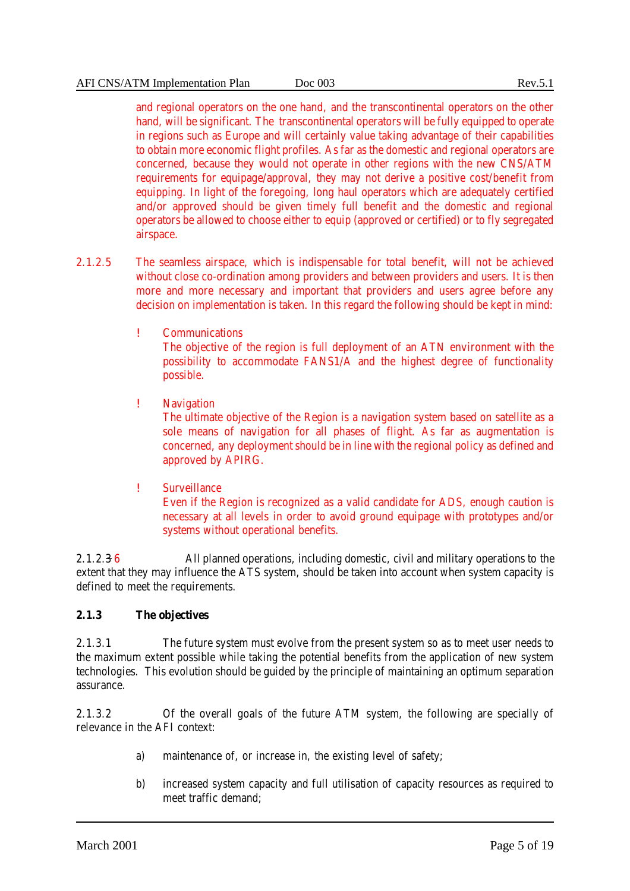and regional operators on the one hand, and the transcontinental operators on the other hand, will be significant. The transcontinental operators will be fully equipped to operate in regions such as Europe and will certainly value taking advantage of their capabilities to obtain more economic flight profiles. As far as the domestic and regional operators are concerned, because they would not operate in other regions with the new CNS/ATM requirements for equipage/approval, they may not derive a positive cost/benefit from equipping. In light of the foregoing, long haul operators which are adequately certified and/or approved should be given timely full benefit and the domestic and regional operators be allowed to choose either to equip (approved or certified) or to fly segregated airspace.

2.1.2.5 The seamless airspace, which is indispensable for total benefit, will not be achieved without close co-ordination among providers and between providers and users. It is then more and more necessary and important that providers and users agree before any decision on implementation is taken. In this regard the following should be kept in mind:

- Communications
  The objective of the region is full deployment of an ATN environment with the possibility to accommodate FANS1/A and the highest degree of functionality possible.

- Navigation
  The ultimate objective of the Region is a navigation system based on satellite as a sole means of navigation for all phases of flight. As far as augmentation is concerned, any deployment should be in line with the regional policy as defined and approved by APIRG.

- Surveillance
  Even if the Region is recognized as a valid candidate for ADS, enough caution is necessary at all levels in order to avoid ground equipage with prototypes and/or systems without operational benefits.

2.1.2.~~3~~ 6 All planned operations, including domestic, civil and military operations to the extent that they may influence the ATS system, should be taken into account when system capacity is defined to meet the requirements.

### 2.1.3 The objectives

2.1.3.1 The future system must evolve from the present system so as to meet user needs to the maximum extent possible while taking the potential benefits from the application of new system technologies. This evolution should be guided by the principle of maintaining an optimum separation assurance.

2.1.3.2 Of the overall goals of the future ATM system, the following are specially of relevance in the AFI context:

a) maintenance of, or increase in, the existing level of safety;

b) increased system capacity and full utilisation of capacity resources as required to meet traffic demand;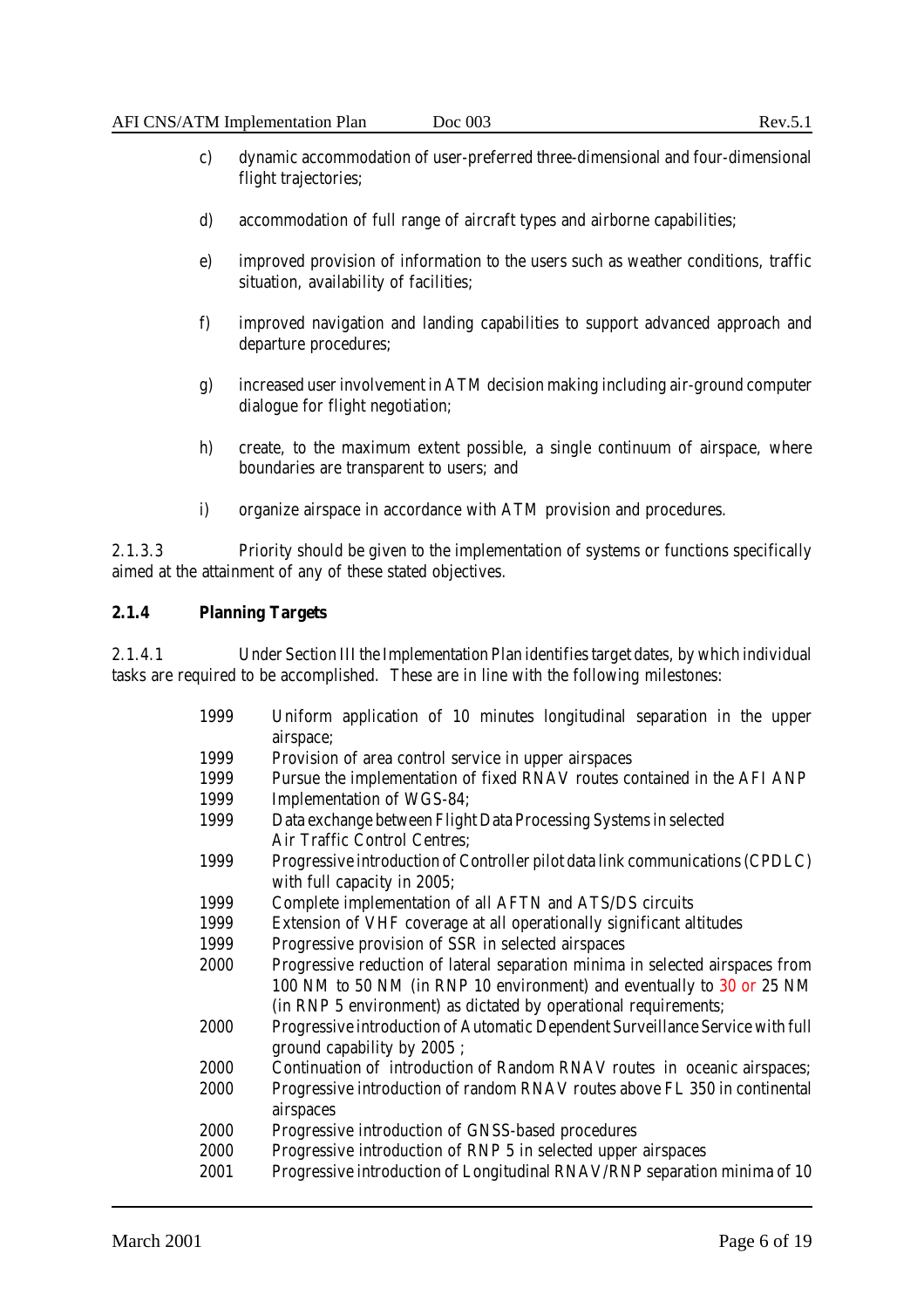c) dynamic accommodation of user-preferred three-dimensional and four-dimensional flight trajectories;

d) accommodation of full range of aircraft types and airborne capabilities;

e) improved provision of information to the users such as weather conditions, traffic situation, availability of facilities;

f) improved navigation and landing capabilities to support advanced approach and departure procedures;

g) increased user involvement in ATM decision making including air-ground computer dialogue for flight negotiation;

h) create, to the maximum extent possible, a single continuum of airspace, where boundaries are transparent to users; and

i) organize airspace in accordance with ATM provision and procedures.

2.1.3.3 Priority should be given to the implementation of systems or functions specifically aimed at the attainment of any of these stated objectives.

### 2.1.4 Planning Targets

2.1.4.1 Under Section III the Implementation Plan identifies target dates, by which individual tasks are required to be accomplished. These are in line with the following milestones:

| | |
|---|---|
| 1999 | Uniform application of 10 minutes longitudinal separation in the upper airspace; |
| 1999 | Provision of area control service in upper airspaces |
| 1999 | Pursue the implementation of fixed RNAV routes contained in the AFI ANP |
| 1999 | Implementation of WGS-84; |
| 1999 | Data exchange between Flight Data Processing Systems in selected Air Traffic Control Centres; |
| 1999 | Progressive introduction of Controller pilot data link communications (CPDLC) with full capacity in 2005; |
| 1999 | Complete implementation of all AFTN and ATS/DS circuits |
| 1999 | Extension of VHF coverage at all operationally significant altitudes |
| 1999 | Progressive provision of SSR in selected airspaces |
| 2000 | Progressive reduction of lateral separation minima in selected airspaces from 100 NM to 50 NM (in RNP 10 environment) and eventually to 30 or 25 NM (in RNP 5 environment) as dictated by operational requirements; |
| 2000 | Progressive introduction of Automatic Dependent Surveillance Service with full ground capability by 2005 ; |
| 2000 | Continuation of introduction of Random RNAV routes in oceanic airspaces; |
| 2000 | Progressive introduction of random RNAV routes above FL 350 in continental airspaces |
| 2000 | Progressive introduction of GNSS-based procedures |
| 2000 | Progressive introduction of RNP 5 in selected upper airspaces |
| 2001 | Progressive introduction of Longitudinal RNAV/RNP separation minima of 10 |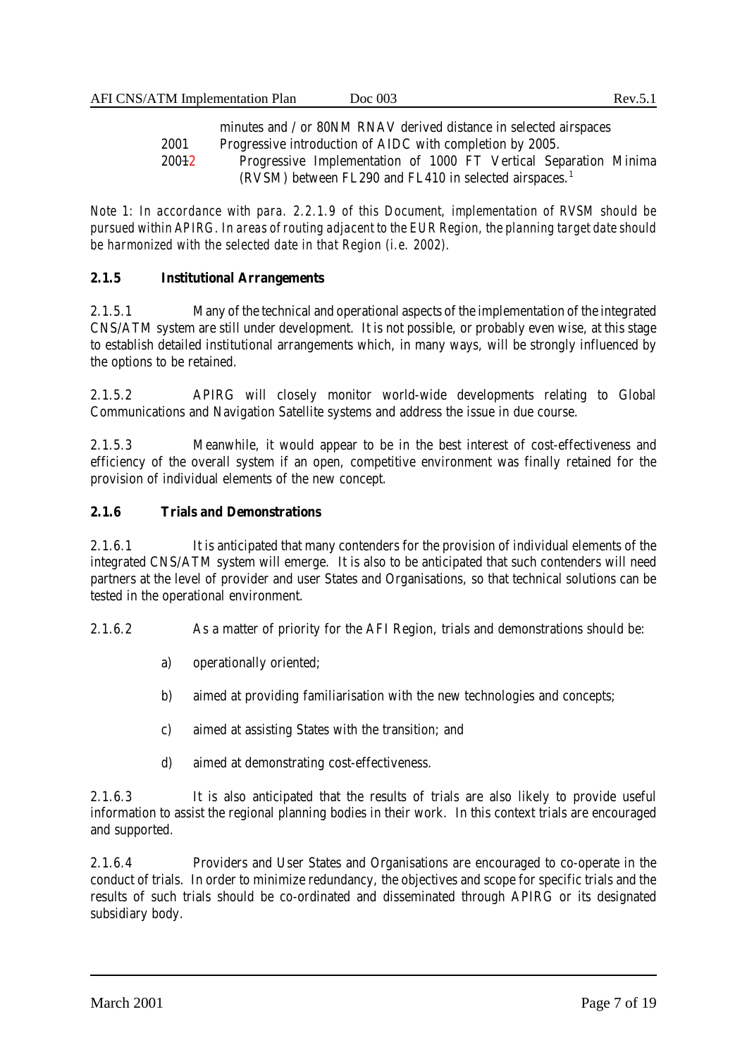minutes and / or 80NM RNAV derived distance in selected airspaces

2001 Progressive introduction of AIDC with completion by 2005.

20012 Progressive Implementation of 1000 FT Vertical Separation Minima (RVSM) between FL290 and FL410 in selected airspaces.[1]

*Note 1: In accordance with para. 2.2.1.9 of this Document, implementation of RVSM should be pursued within APIRG. In areas of routing adjacent to the EUR Region, the planning target date should be harmonized with the selected date in that Region (i.e. 2002).*

### 2.1.5 Institutional Arrangements

2.1.5.1 Many of the technical and operational aspects of the implementation of the integrated CNS/ATM system are still under development. It is not possible, or probably even wise, at this stage to establish detailed institutional arrangements which, in many ways, will be strongly influenced by the options to be retained.

2.1.5.2 APIRG will closely monitor world-wide developments relating to Global Communications and Navigation Satellite systems and address the issue in due course.

2.1.5.3 Meanwhile, it would appear to be in the best interest of cost-effectiveness and efficiency of the overall system if an open, competitive environment was finally retained for the provision of individual elements of the new concept.

### 2.1.6 Trials and Demonstrations

2.1.6.1 It is anticipated that many contenders for the provision of individual elements of the integrated CNS/ATM system will emerge. It is also to be anticipated that such contenders will need partners at the level of provider and user States and Organisations, so that technical solutions can be tested in the operational environment.

2.1.6.2 As a matter of priority for the AFI Region, trials and demonstrations should be:

a) operationally oriented;

b) aimed at providing familiarisation with the new technologies and concepts;

c) aimed at assisting States with the transition; and

d) aimed at demonstrating cost-effectiveness.

2.1.6.3 It is also anticipated that the results of trials are also likely to provide useful information to assist the regional planning bodies in their work. In this context trials are encouraged and supported.

2.1.6.4 Providers and User States and Organisations are encouraged to co-operate in the conduct of trials. In order to minimize redundancy, the objectives and scope for specific trials and the results of such trials should be co-ordinated and disseminated through APIRG or its designated subsidiary body.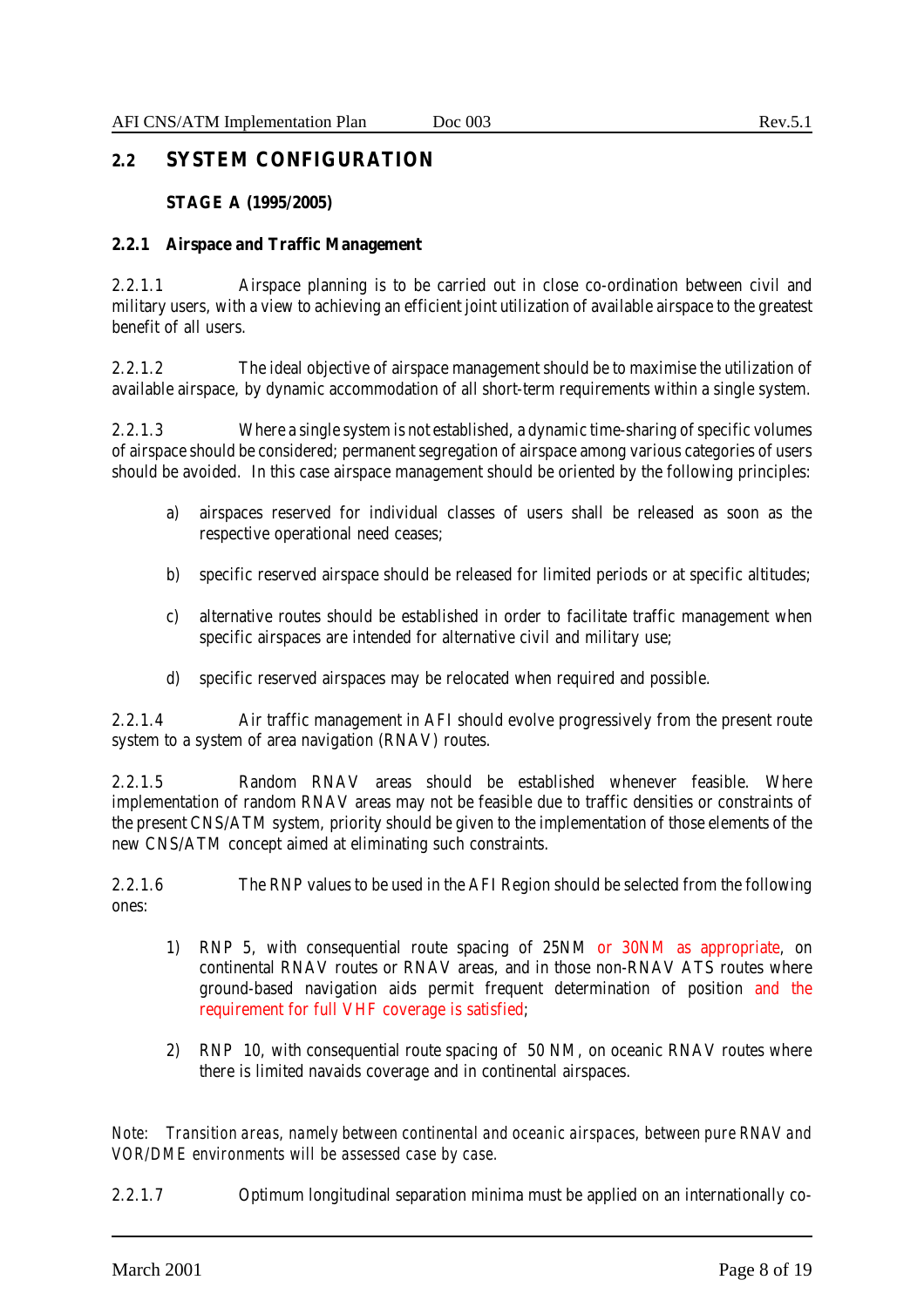## 2.2 SYSTEM CONFIGURATION

**STAGE A (1995/2005)**

### 2.2.1 Airspace and Traffic Management

2.2.1.1 Airspace planning is to be carried out in close co-ordination between civil and military users, with a view to achieving an efficient joint utilization of available airspace to the greatest benefit of all users.

2.2.1.2 The ideal objective of airspace management should be to maximise the utilization of available airspace, by dynamic accommodation of all short-term requirements within a single system.

2.2.1.3 Where a single system is not established, a dynamic time-sharing of specific volumes of airspace should be considered; permanent segregation of airspace among various categories of users should be avoided. In this case airspace management should be oriented by the following principles:

a) airspaces reserved for individual classes of users shall be released as soon as the respective operational need ceases;

b) specific reserved airspace should be released for limited periods or at specific altitudes;

c) alternative routes should be established in order to facilitate traffic management when specific airspaces are intended for alternative civil and military use;

d) specific reserved airspaces may be relocated when required and possible.

2.2.1.4 Air traffic management in AFI should evolve progressively from the present route system to a system of area navigation (RNAV) routes.

2.2.1.5 Random RNAV areas should be established whenever feasible. Where implementation of random RNAV areas may not be feasible due to traffic densities or constraints of the present CNS/ATM system, priority should be given to the implementation of those elements of the new CNS/ATM concept aimed at eliminating such constraints.

2.2.1.6 The RNP values to be used in the AFI Region should be selected from the following ones:

1) RNP 5, with consequential route spacing of 25NM or 30NM as appropriate, on continental RNAV routes or RNAV areas, and in those non-RNAV ATS routes where ground-based navigation aids permit frequent determination of position and the requirement for full VHF coverage is satisfied;

2) RNP 10, with consequential route spacing of 50 NM, on oceanic RNAV routes where there is limited navaids coverage and in continental airspaces.

*Note: Transition areas, namely between continental and oceanic airspaces, between pure RNAV and VOR/DME environments will be assessed case by case.*

2.2.1.7 Optimum longitudinal separation minima must be applied on an internationally co-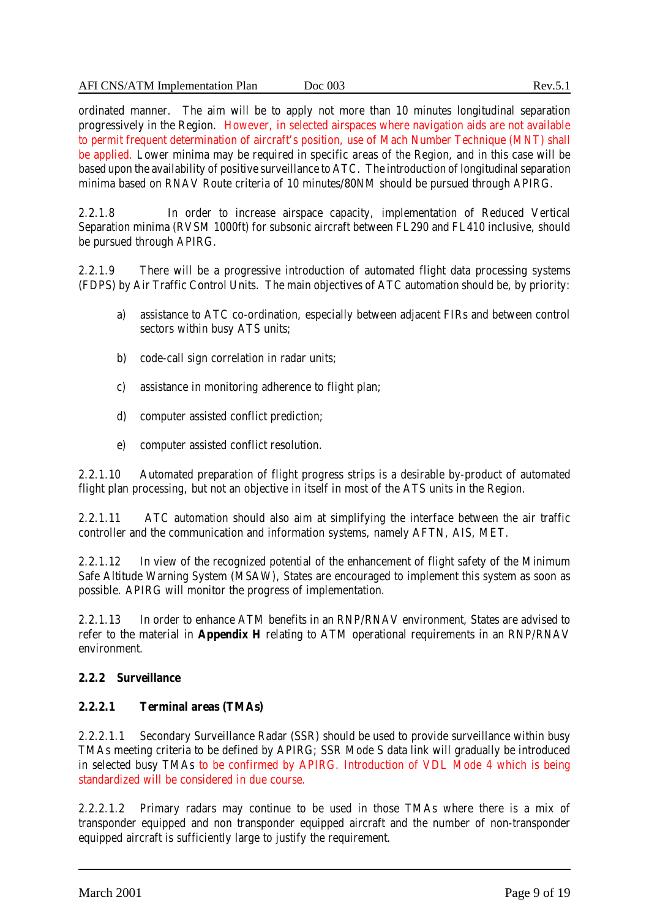ordinated manner. The aim will be to apply not more than 10 minutes longitudinal separation progressively in the Region. However, in selected airspaces where navigation aids are not available to permit frequent determination of aircraft's position, use of Mach Number Technique (MNT) shall be applied. Lower minima may be required in specific areas of the Region, and in this case will be based upon the availability of positive surveillance to ATC. The introduction of longitudinal separation minima based on RNAV Route criteria of 10 minutes/80NM should be pursued through APIRG.

2.2.1.8 In order to increase airspace capacity, implementation of Reduced Vertical Separation minima (RVSM 1000ft) for subsonic aircraft between FL290 and FL410 inclusive, should be pursued through APIRG.

2.2.1.9 There will be a progressive introduction of automated flight data processing systems (FDPS) by Air Traffic Control Units. The main objectives of ATC automation should be, by priority:

a) assistance to ATC co-ordination, especially between adjacent FIRs and between control sectors within busy ATS units;

b) code-call sign correlation in radar units;

c) assistance in monitoring adherence to flight plan;

d) computer assisted conflict prediction;

e) computer assisted conflict resolution.

2.2.1.10 Automated preparation of flight progress strips is a desirable by-product of automated flight plan processing, but not an objective in itself in most of the ATS units in the Region.

2.2.1.11 ATC automation should also aim at simplifying the interface between the air traffic controller and the communication and information systems, namely AFTN, AIS, MET.

2.2.1.12 In view of the recognized potential of the enhancement of flight safety of the Minimum Safe Altitude Warning System (MSAW), States are encouraged to implement this system as soon as possible. APIRG will monitor the progress of implementation.

2.2.1.13 In order to enhance ATM benefits in an RNP/RNAV environment, States are advised to refer to the material in **Appendix H** relating to ATM operational requirements in an RNP/RNAV environment.

### 2.2.2 Surveillance

#### 2.2.2.1 Terminal areas (TMAs)

2.2.2.1.1 Secondary Surveillance Radar (SSR) should be used to provide surveillance within busy TMAs meeting criteria to be defined by APIRG; SSR Mode S data link will gradually be introduced in selected busy TMAs to be confirmed by APIRG. Introduction of VDL Mode 4 which is being standardized will be considered in due course.

2.2.2.1.2 Primary radars may continue to be used in those TMAs where there is a mix of transponder equipped and non transponder equipped aircraft and the number of non-transponder equipped aircraft is sufficiently large to justify the requirement.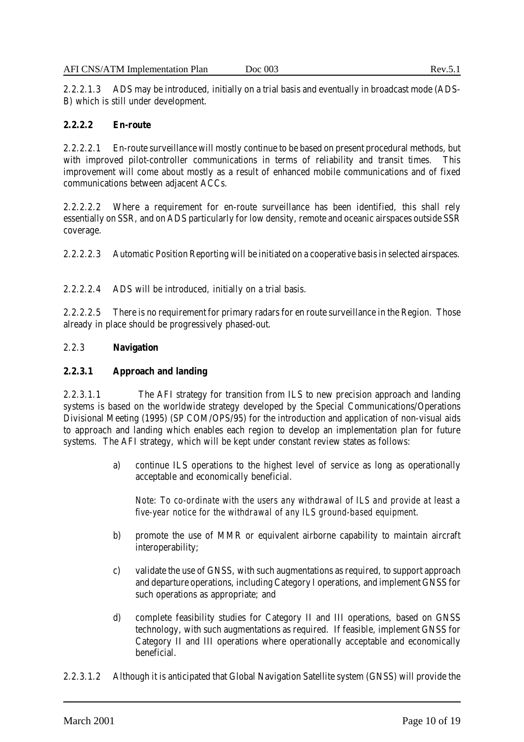2.2.2.1.3 ADS may be introduced, initially on a trial basis and eventually in broadcast mode (ADS-B) which is still under development.

**2.2.2.2 En-route**

2.2.2.2.1 En-route surveillance will mostly continue to be based on present procedural methods, but with improved pilot-controller communications in terms of reliability and transit times. This improvement will come about mostly as a result of enhanced mobile communications and of fixed communications between adjacent ACCs.

2.2.2.2.2 Where a requirement for en-route surveillance has been identified, this shall rely essentially on SSR, and on ADS particularly for low density, remote and oceanic airspaces outside SSR coverage.

2.2.2.2.3 Automatic Position Reporting will be initiated on a cooperative basis in selected airspaces.

2.2.2.2.4 ADS will be introduced, initially on a trial basis.

2.2.2.2.5 There is no requirement for primary radars for en route surveillance in the Region. Those already in place should be progressively phased-out.

2.2.3 **Navigation**

**2.2.3.1 Approach and landing**

2.2.3.1.1 The AFI strategy for transition from ILS to new precision approach and landing systems is based on the worldwide strategy developed by the Special Communications/Operations Divisional Meeting (1995) (SP COM/OPS/95) for the introduction and application of non-visual aids to approach and landing which enables each region to develop an implementation plan for future systems. The AFI strategy, which will be kept under constant review states as follows:

a) continue ILS operations to the highest level of service as long as operationally acceptable and economically beneficial.

   *Note: To co-ordinate with the users any withdrawal of ILS and provide at least a five-year notice for the withdrawal of any ILS ground-based equipment.*

b) promote the use of MMR or equivalent airborne capability to maintain aircraft interoperability;

c) validate the use of GNSS, with such augmentations as required, to support approach and departure operations, including Category I operations, and implement GNSS for such operations as appropriate; and

d) complete feasibility studies for Category II and III operations, based on GNSS technology, with such augmentations as required. If feasible, implement GNSS for Category II and III operations where operationally acceptable and economically beneficial.

2.2.3.1.2 Although it is anticipated that Global Navigation Satellite system (GNSS) will provide the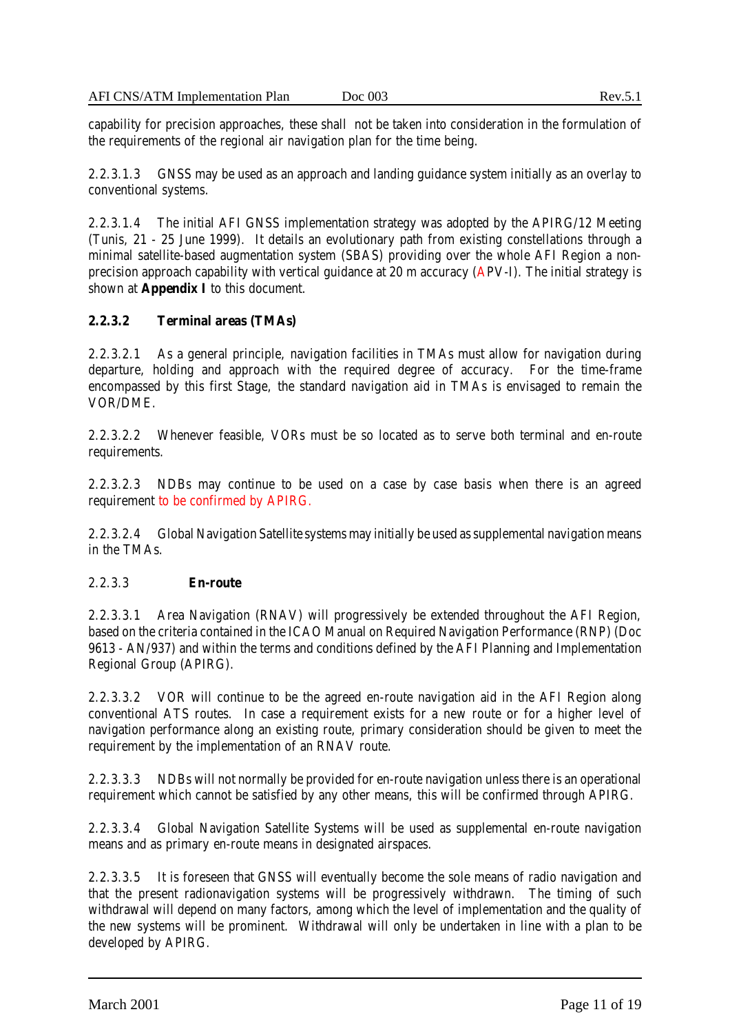capability for precision approaches, these shall not be taken into consideration in the formulation of the requirements of the regional air navigation plan for the time being.

2.2.3.1.3 GNSS may be used as an approach and landing guidance system initially as an overlay to conventional systems.

2.2.3.1.4 The initial AFI GNSS implementation strategy was adopted by the APIRG/12 Meeting (Tunis, 21 - 25 June 1999). It details an evolutionary path from existing constellations through a minimal satellite-based augmentation system (SBAS) providing over the whole AFI Region a non-precision approach capability with vertical guidance at 20 m accuracy (APV-I). The initial strategy is shown at **Appendix I** to this document.

**2.2.3.2 Terminal areas (TMAs)**

2.2.3.2.1 As a general principle, navigation facilities in TMAs must allow for navigation during departure, holding and approach with the required degree of accuracy. For the time-frame encompassed by this first Stage, the standard navigation aid in TMAs is envisaged to remain the VOR/DME.

2.2.3.2.2 Whenever feasible, VORs must be so located as to serve both terminal and en-route requirements.

2.2.3.2.3 NDBs may continue to be used on a case by case basis when there is an agreed requirement to be confirmed by APIRG.

2.2.3.2.4 Global Navigation Satellite systems may initially be used as supplemental navigation means in the TMAs.

2.2.3.3 **En-route**

2.2.3.3.1 Area Navigation (RNAV) will progressively be extended throughout the AFI Region, based on the criteria contained in the ICAO Manual on Required Navigation Performance (RNP) (Doc 9613 - AN/937) and within the terms and conditions defined by the AFI Planning and Implementation Regional Group (APIRG).

2.2.3.3.2 VOR will continue to be the agreed en-route navigation aid in the AFI Region along conventional ATS routes. In case a requirement exists for a new route or for a higher level of navigation performance along an existing route, primary consideration should be given to meet the requirement by the implementation of an RNAV route.

2.2.3.3.3 NDBs will not normally be provided for en-route navigation unless there is an operational requirement which cannot be satisfied by any other means, this will be confirmed through APIRG.

2.2.3.3.4 Global Navigation Satellite Systems will be used as supplemental en-route navigation means and as primary en-route means in designated airspaces.

2.2.3.3.5 It is foreseen that GNSS will eventually become the sole means of radio navigation and that the present radionavigation systems will be progressively withdrawn. The timing of such withdrawal will depend on many factors, among which the level of implementation and the quality of the new systems will be prominent. Withdrawal will only be undertaken in line with a plan to be developed by APIRG.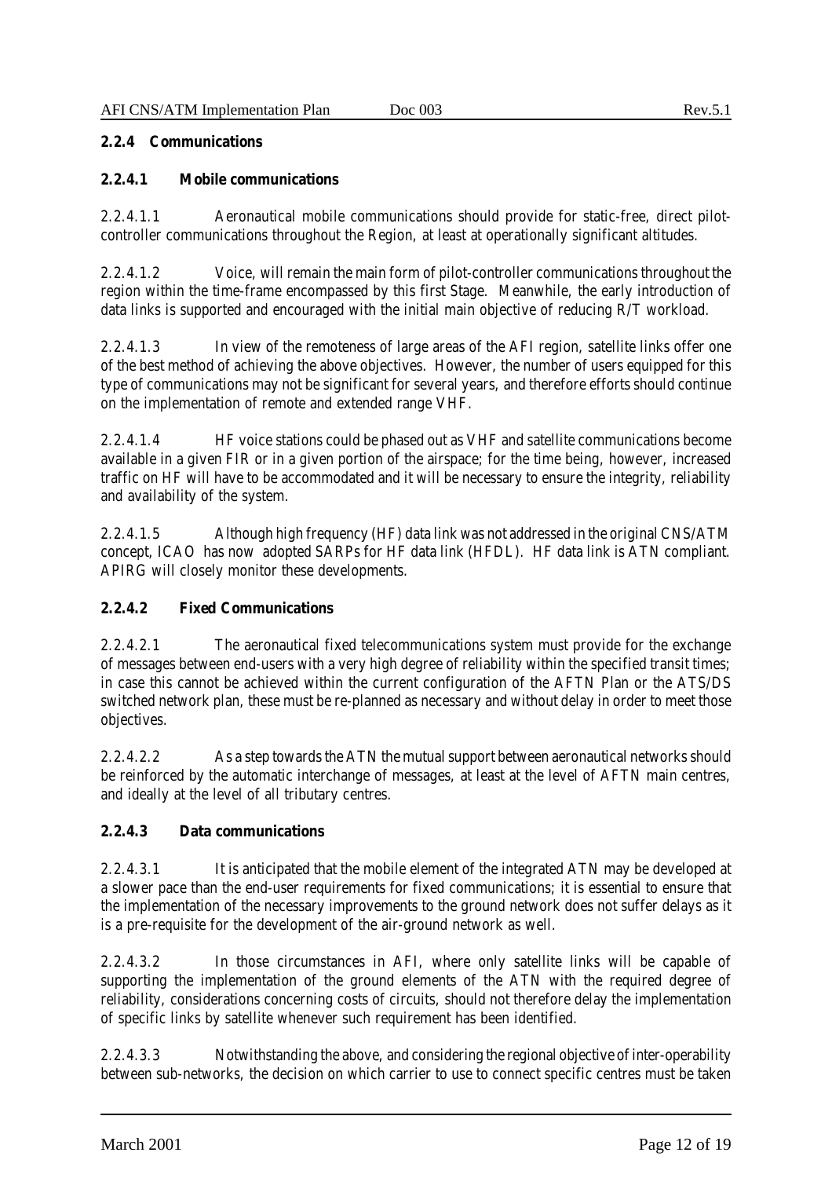### 2.2.4 Communications

#### 2.2.4.1 Mobile communications

2.2.4.1.1 Aeronautical mobile communications should provide for static-free, direct pilot-controller communications throughout the Region, at least at operationally significant altitudes.

2.2.4.1.2 Voice, will remain the main form of pilot-controller communications throughout the region within the time-frame encompassed by this first Stage. Meanwhile, the early introduction of data links is supported and encouraged with the initial main objective of reducing R/T workload.

2.2.4.1.3 In view of the remoteness of large areas of the AFI region, satellite links offer one of the best method of achieving the above objectives. However, the number of users equipped for this type of communications may not be significant for several years, and therefore efforts should continue on the implementation of remote and extended range VHF.

2.2.4.1.4 HF voice stations could be phased out as VHF and satellite communications become available in a given FIR or in a given portion of the airspace; for the time being, however, increased traffic on HF will have to be accommodated and it will be necessary to ensure the integrity, reliability and availability of the system.

2.2.4.1.5 Although high frequency (HF) data link was not addressed in the original CNS/ATM concept, ICAO has now adopted SARPs for HF data link (HFDL). HF data link is ATN compliant. APIRG will closely monitor these developments.

#### 2.2.4.2 Fixed Communications

2.2.4.2.1 The aeronautical fixed telecommunications system must provide for the exchange of messages between end-users with a very high degree of reliability within the specified transit times; in case this cannot be achieved within the current configuration of the AFTN Plan or the ATS/DS switched network plan, these must be re-planned as necessary and without delay in order to meet those objectives.

2.2.4.2.2 As a step towards the ATN the mutual support between aeronautical networks should be reinforced by the automatic interchange of messages, at least at the level of AFTN main centres, and ideally at the level of all tributary centres.

#### 2.2.4.3 Data communications

2.2.4.3.1 It is anticipated that the mobile element of the integrated ATN may be developed at a slower pace than the end-user requirements for fixed communications; it is essential to ensure that the implementation of the necessary improvements to the ground network does not suffer delays as it is a pre-requisite for the development of the air-ground network as well.

2.2.4.3.2 In those circumstances in AFI, where only satellite links will be capable of supporting the implementation of the ground elements of the ATN with the required degree of reliability, considerations concerning costs of circuits, should not therefore delay the implementation of specific links by satellite whenever such requirement has been identified.

2.2.4.3.3 Notwithstanding the above, and considering the regional objective of inter-operability between sub-networks, the decision on which carrier to use to connect specific centres must be taken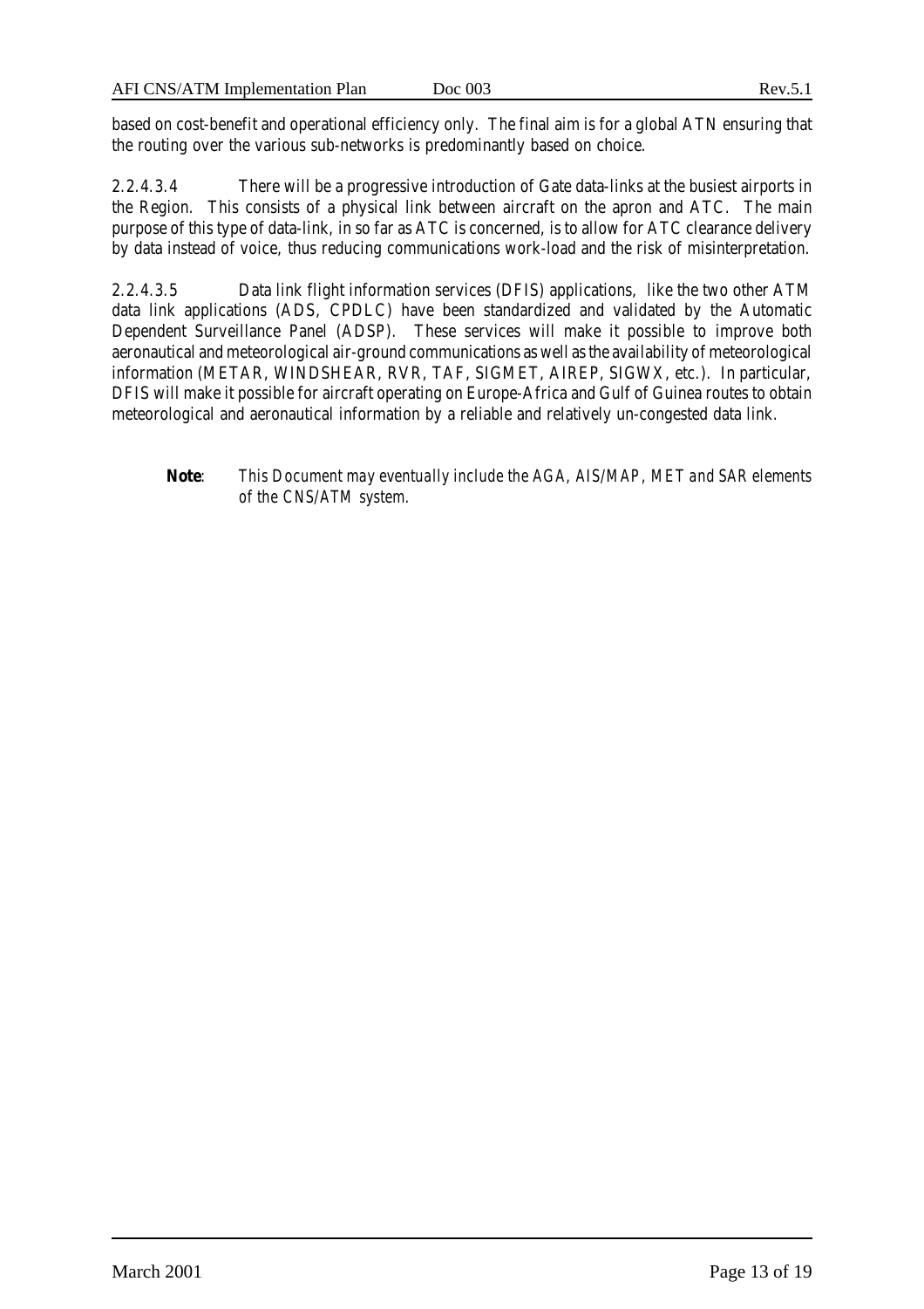based on cost-benefit and operational efficiency only. The final aim is for a global ATN ensuring that the routing over the various sub-networks is predominantly based on choice.

2.2.4.3.4 There will be a progressive introduction of Gate data-links at the busiest airports in the Region. This consists of a physical link between aircraft on the apron and ATC. The main purpose of this type of data-link, in so far as ATC is concerned, is to allow for ATC clearance delivery by data instead of voice, thus reducing communications work-load and the risk of misinterpretation.

2.2.4.3.5 Data link flight information services (DFIS) applications, like the two other ATM data link applications (ADS, CPDLC) have been standardized and validated by the Automatic Dependent Surveillance Panel (ADSP). These services will make it possible to improve both aeronautical and meteorological air-ground communications as well as the availability of meteorological information (METAR, WINDSHEAR, RVR, TAF, SIGMET, AIREP, SIGWX, etc.). In particular, DFIS will make it possible for aircraft operating on Europe-Africa and Gulf of Guinea routes to obtain meteorological and aeronautical information by a reliable and relatively un-congested data link.

> ***Note***: *This Document may eventually include the AGA, AIS/MAP, MET and SAR elements of the CNS/ATM system.*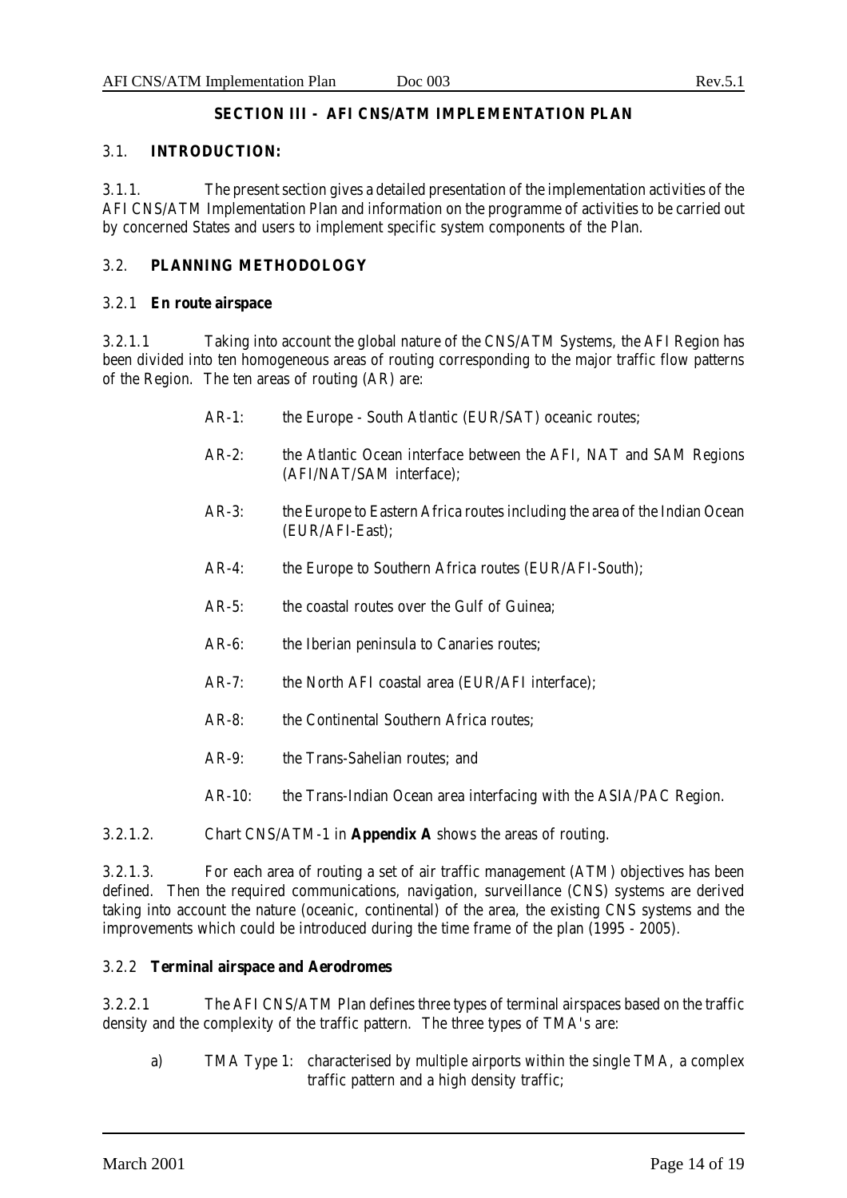## SECTION III - AFI CNS/ATM IMPLEMENTATION PLAN

### 3.1. INTRODUCTION:

3.1.1. The present section gives a detailed presentation of the implementation activities of the AFI CNS/ATM Implementation Plan and information on the programme of activities to be carried out by concerned States and users to implement specific system components of the Plan.

### 3.2. PLANNING METHODOLOGY

#### 3.2.1 En route airspace

3.2.1.1 Taking into account the global nature of the CNS/ATM Systems, the AFI Region has been divided into ten homogeneous areas of routing corresponding to the major traffic flow patterns of the Region. The ten areas of routing (AR) are:

- AR-1: the Europe - South Atlantic (EUR/SAT) oceanic routes;
- AR-2: the Atlantic Ocean interface between the AFI, NAT and SAM Regions (AFI/NAT/SAM interface);
- AR-3: the Europe to Eastern Africa routes including the area of the Indian Ocean (EUR/AFI-East);
- AR-4: the Europe to Southern Africa routes (EUR/AFI-South);
- AR-5: the coastal routes over the Gulf of Guinea;
- AR-6: the Iberian peninsula to Canaries routes;
- AR-7: the North AFI coastal area (EUR/AFI interface);
- AR-8: the Continental Southern Africa routes;
- AR-9: the Trans-Sahelian routes; and
- AR-10: the Trans-Indian Ocean area interfacing with the ASIA/PAC Region.

3.2.1.2. Chart CNS/ATM-1 in **Appendix A** shows the areas of routing.

3.2.1.3. For each area of routing a set of air traffic management (ATM) objectives has been defined. Then the required communications, navigation, surveillance (CNS) systems are derived taking into account the nature (oceanic, continental) of the area, the existing CNS systems and the improvements which could be introduced during the time frame of the plan (1995 - 2005).

#### 3.2.2 Terminal airspace and Aerodromes

3.2.2.1 The AFI CNS/ATM Plan defines three types of terminal airspaces based on the traffic density and the complexity of the traffic pattern. The three types of TMA's are:

a) TMA Type 1: characterised by multiple airports within the single TMA, a complex traffic pattern and a high density traffic;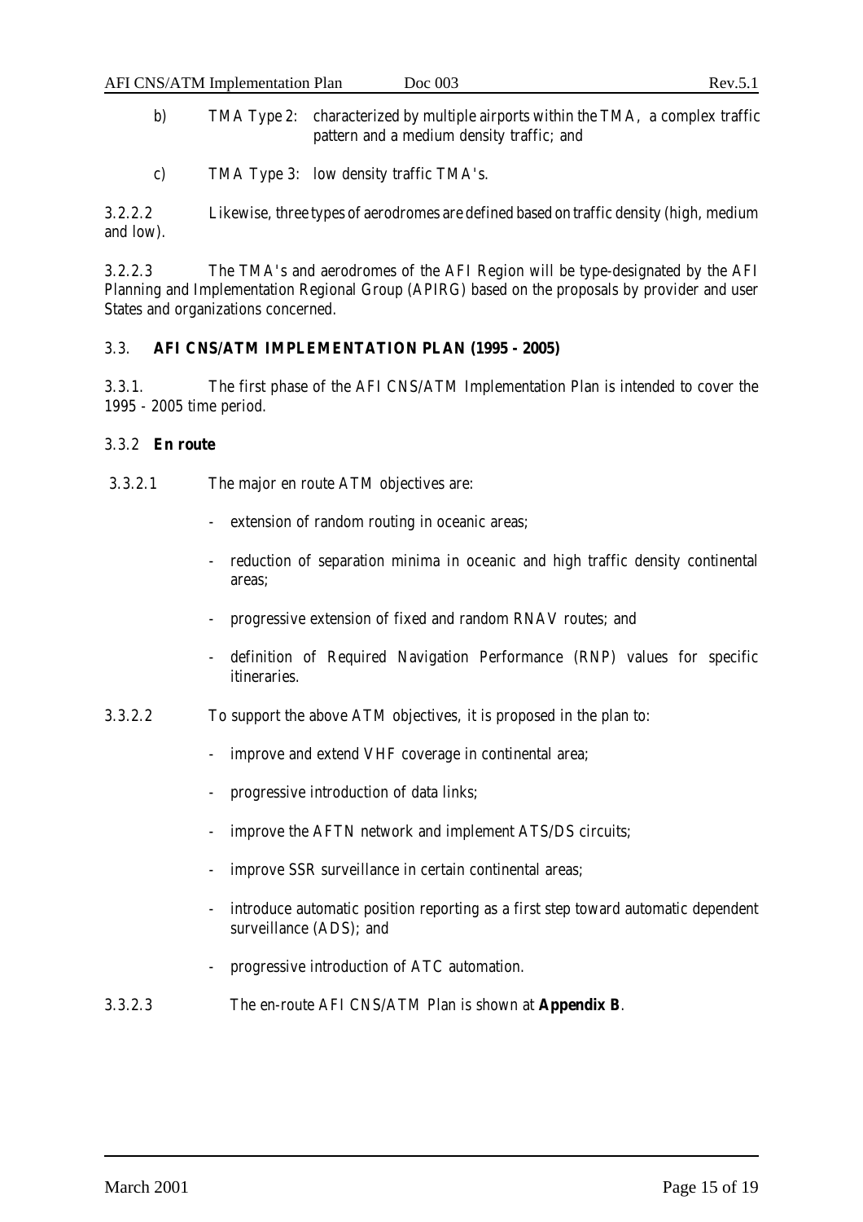b) TMA Type 2: characterized by multiple airports within the TMA, a complex traffic pattern and a medium density traffic; and

c) TMA Type 3: low density traffic TMA's.

3.2.2.2 Likewise, three types of aerodromes are defined based on traffic density (high, medium and low).

3.2.2.3 The TMA's and aerodromes of the AFI Region will be type-designated by the AFI Planning and Implementation Regional Group (APIRG) based on the proposals by provider and user States and organizations concerned.

### 3.3. AFI CNS/ATM IMPLEMENTATION PLAN (1995 - 2005)

3.3.1. The first phase of the AFI CNS/ATM Implementation Plan is intended to cover the 1995 - 2005 time period.

#### 3.3.2 En route

3.3.2.1 The major en route ATM objectives are:

- extension of random routing in oceanic areas;
- reduction of separation minima in oceanic and high traffic density continental areas;
- progressive extension of fixed and random RNAV routes; and
- definition of Required Navigation Performance (RNP) values for specific itineraries.

3.3.2.2 To support the above ATM objectives, it is proposed in the plan to:

- improve and extend VHF coverage in continental area;
- progressive introduction of data links;
- improve the AFTN network and implement ATS/DS circuits;
- improve SSR surveillance in certain continental areas;
- introduce automatic position reporting as a first step toward automatic dependent surveillance (ADS); and
- progressive introduction of ATC automation.

3.3.2.3 The en-route AFI CNS/ATM Plan is shown at **Appendix B**.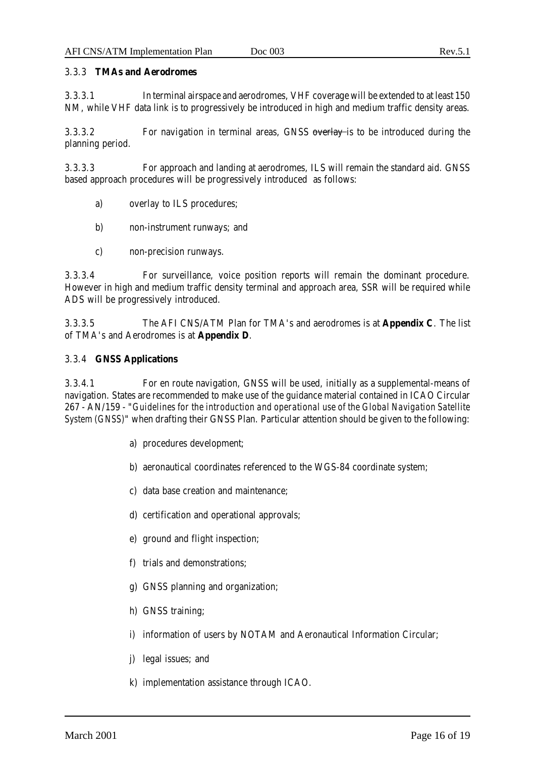### 3.3.3 **TMAs and Aerodromes**

3.3.3.1 In terminal airspace and aerodromes, VHF coverage will be extended to at least 150 NM, while VHF data link is to progressively be introduced in high and medium traffic density areas.

3.3.3.2 For navigation in terminal areas, GNSS ~~overlay~~ is to be introduced during the planning period.

3.3.3.3 For approach and landing at aerodromes, ILS will remain the standard aid. GNSS based approach procedures will be progressively introduced as follows:

a) overlay to ILS procedures;

b) non-instrument runways; and

c) non-precision runways.

3.3.3.4 For surveillance, voice position reports will remain the dominant procedure. However in high and medium traffic density terminal and approach area, SSR will be required while ADS will be progressively introduced.

3.3.3.5 The AFI CNS/ATM Plan for TMA's and aerodromes is at **Appendix C**. The list of TMA's and Aerodromes is at **Appendix D**.

### 3.3.4 **GNSS Applications**

3.3.4.1 For en route navigation, GNSS will be used, initially as a supplemental-means of navigation. States are recommended to make use of the guidance material contained in ICAO Circular 267 - AN/159 - "*Guidelines for the introduction and operational use of the Global Navigation Satellite System (GNSS)*" when drafting their GNSS Plan. Particular attention should be given to the following:

a) procedures development;

b) aeronautical coordinates referenced to the WGS-84 coordinate system;

c) data base creation and maintenance;

d) certification and operational approvals;

e) ground and flight inspection;

f) trials and demonstrations;

g) GNSS planning and organization;

h) GNSS training;

i) information of users by NOTAM and Aeronautical Information Circular;

j) legal issues; and

k) implementation assistance through ICAO.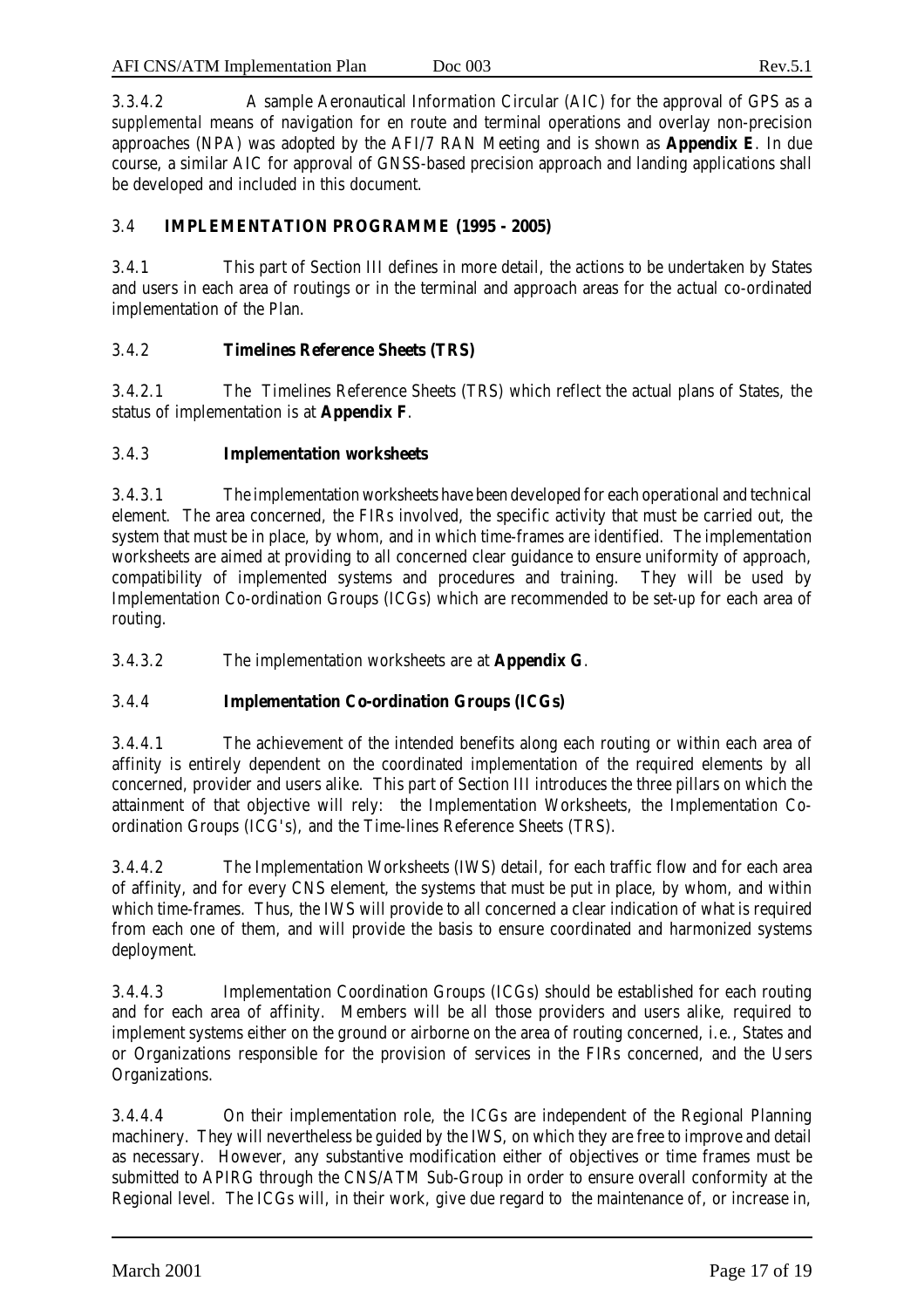3.3.4.2 A sample Aeronautical Information Circular (AIC) for the approval of GPS as a *supplemental* means of navigation for en route and terminal operations and overlay non-precision approaches (NPA) was adopted by the AFI/7 RAN Meeting and is shown as **Appendix E**. In due course, a similar AIC for approval of GNSS-based precision approach and landing applications shall be developed and included in this document.

### 3.4 IMPLEMENTATION PROGRAMME (1995 - 2005)

3.4.1 This part of Section III defines in more detail, the actions to be undertaken by States and users in each area of routings or in the terminal and approach areas for the actual co-ordinated implementation of the Plan.

#### 3.4.2 Timelines Reference Sheets (TRS)

3.4.2.1 The Timelines Reference Sheets (TRS) which reflect the actual plans of States, the status of implementation is at **Appendix F**.

#### 3.4.3 Implementation worksheets

3.4.3.1 The implementation worksheets have been developed for each operational and technical element. The area concerned, the FIRs involved, the specific activity that must be carried out, the system that must be in place, by whom, and in which time-frames are identified. The implementation worksheets are aimed at providing to all concerned clear guidance to ensure uniformity of approach, compatibility of implemented systems and procedures and training. They will be used by Implementation Co-ordination Groups (ICGs) which are recommended to be set-up for each area of routing.

3.4.3.2 The implementation worksheets are at **Appendix G**.

#### 3.4.4 Implementation Co-ordination Groups (ICGs)

3.4.4.1 The achievement of the intended benefits along each routing or within each area of affinity is entirely dependent on the coordinated implementation of the required elements by all concerned, provider and users alike. This part of Section III introduces the three pillars on which the attainment of that objective will rely: the Implementation Worksheets, the Implementation Co-ordination Groups (ICG's), and the Time-lines Reference Sheets (TRS).

3.4.4.2 The Implementation Worksheets (IWS) detail, for each traffic flow and for each area of affinity, and for every CNS element, the systems that must be put in place, by whom, and within which time-frames. Thus, the IWS will provide to all concerned a clear indication of what is required from each one of them, and will provide the basis to ensure coordinated and harmonized systems deployment.

3.4.4.3 Implementation Coordination Groups (ICGs) should be established for each routing and for each area of affinity. Members will be all those providers and users alike, required to implement systems either on the ground or airborne on the area of routing concerned, i.e., States and or Organizations responsible for the provision of services in the FIRs concerned, and the Users Organizations.

3.4.4.4 On their implementation role, the ICGs are independent of the Regional Planning machinery. They will nevertheless be guided by the IWS, on which they are free to improve and detail as necessary. However, any substantive modification either of objectives or time frames must be submitted to APIRG through the CNS/ATM Sub-Group in order to ensure overall conformity at the Regional level. The ICGs will, in their work, give due regard to the maintenance of, or increase in,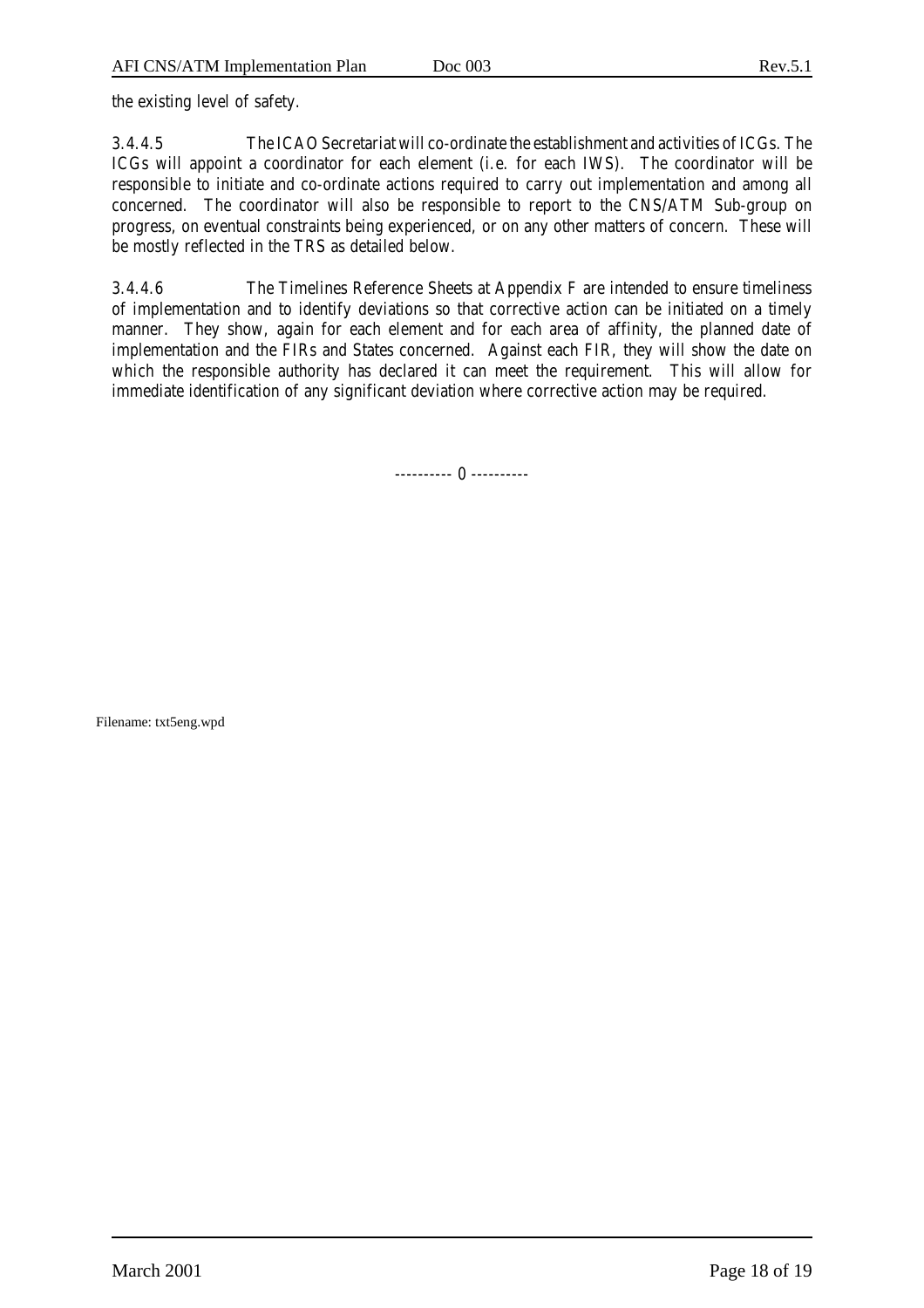the existing level of safety.

3.4.4.5 The ICAO Secretariat will co-ordinate the establishment and activities of ICGs. The ICGs will appoint a coordinator for each element (i.e. for each IWS). The coordinator will be responsible to initiate and co-ordinate actions required to carry out implementation and among all concerned. The coordinator will also be responsible to report to the CNS/ATM Sub-group on progress, on eventual constraints being experienced, or on any other matters of concern. These will be mostly reflected in the TRS as detailed below.

3.4.4.6 The Timelines Reference Sheets at Appendix F are intended to ensure timeliness of implementation and to identify deviations so that corrective action can be initiated on a timely manner. They show, again for each element and for each area of affinity, the planned date of implementation and the FIRs and States concerned. Against each FIR, they will show the date on which the responsible authority has declared it can meet the requirement. This will allow for immediate identification of any significant deviation where corrective action may be required.

---------- 0 ----------

Filename: txt5eng.wpd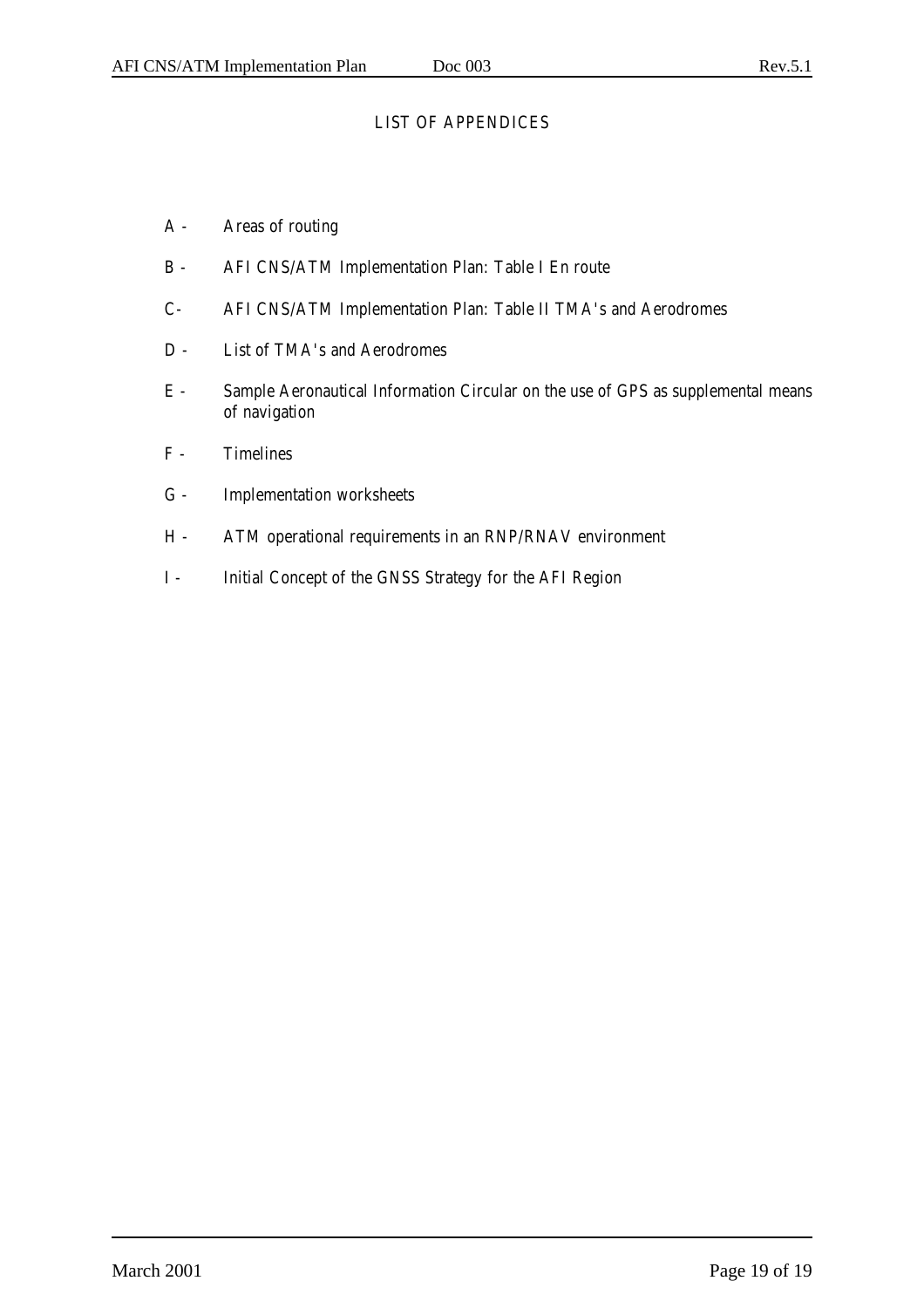## LIST OF APPENDICES

A - Areas of routing

B - AFI CNS/ATM Implementation Plan: Table I En route

C- AFI CNS/ATM Implementation Plan: Table II TMA's and Aerodromes

D - List of TMA's and Aerodromes

E - Sample Aeronautical Information Circular on the use of GPS as supplemental means of navigation

F - Timelines

G - Implementation worksheets

H - ATM operational requirements in an RNP/RNAV environment

I - Initial Concept of the GNSS Strategy for the AFI Region